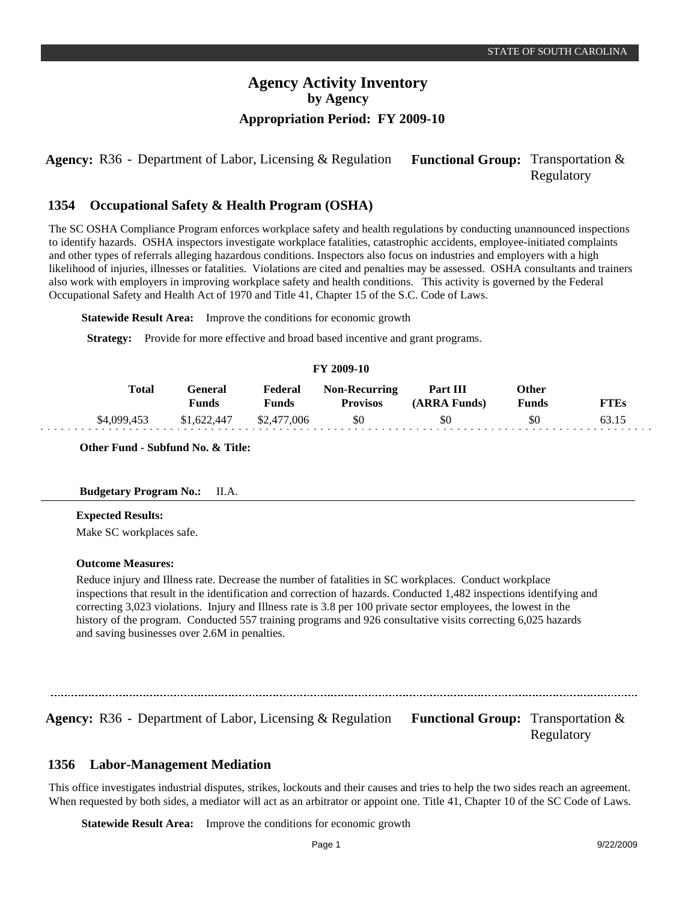STATE OF SOUTH CAROLINA

# Agency Activity Inventory
## by Agency
### Appropriation Period: FY 2009-10

**Agency:** R36 - Department of Labor, Licensing & Regulation **Functional Group:** Transportation & Regulatory

## 1354 Occupational Safety & Health Program (OSHA)

The SC OSHA Compliance Program enforces workplace safety and health regulations by conducting unannounced inspections to identify hazards. OSHA inspectors investigate workplace fatalities, catastrophic accidents, employee-initiated complaints and other types of referrals alleging hazardous conditions. Inspectors also focus on industries and employers with a high likelihood of injuries, illnesses or fatalities. Violations are cited and penalties may be assessed. OSHA consultants and trainers also work with employers in improving workplace safety and health conditions. This activity is governed by the Federal Occupational Safety and Health Act of 1970 and Title 41, Chapter 15 of the S.C. Code of Laws.

**Statewide Result Area:** Improve the conditions for economic growth

**Strategy:** Provide for more effective and broad based incentive and grant programs.

**FY 2009-10**

| Total | General Funds | Federal Funds | Non-Recurring Provisos | Part III (ARRA Funds) | Other Funds | FTEs |
|---|---|---|---|---|---|---|
| $4,099,453 | $1,622,447 | $2,477,006 | $0 | $0 | $0 | 63.15 |

**Other Fund - Subfund No. & Title:**

**Budgetary Program No.:** II.A.

**Expected Results:**

Make SC workplaces safe.

**Outcome Measures:**

Reduce injury and Illness rate. Decrease the number of fatalities in SC workplaces. Conduct workplace inspections that result in the identification and correction of hazards. Conducted 1,482 inspections identifying and correcting 3,023 violations. Injury and Illness rate is 3.8 per 100 private sector employees, the lowest in the history of the program. Conducted 557 training programs and 926 consultative visits correcting 6,025 hazards and saving businesses over 2.6M in penalties.

---

**Agency:** R36 - Department of Labor, Licensing & Regulation **Functional Group:** Transportation & Regulatory

## 1356 Labor-Management Mediation

This office investigates industrial disputes, strikes, lockouts and their causes and tries to help the two sides reach an agreement. When requested by both sides, a mediator will act as an arbitrator or appoint one. Title 41, Chapter 10 of the SC Code of Laws.

**Statewide Result Area:** Improve the conditions for economic growth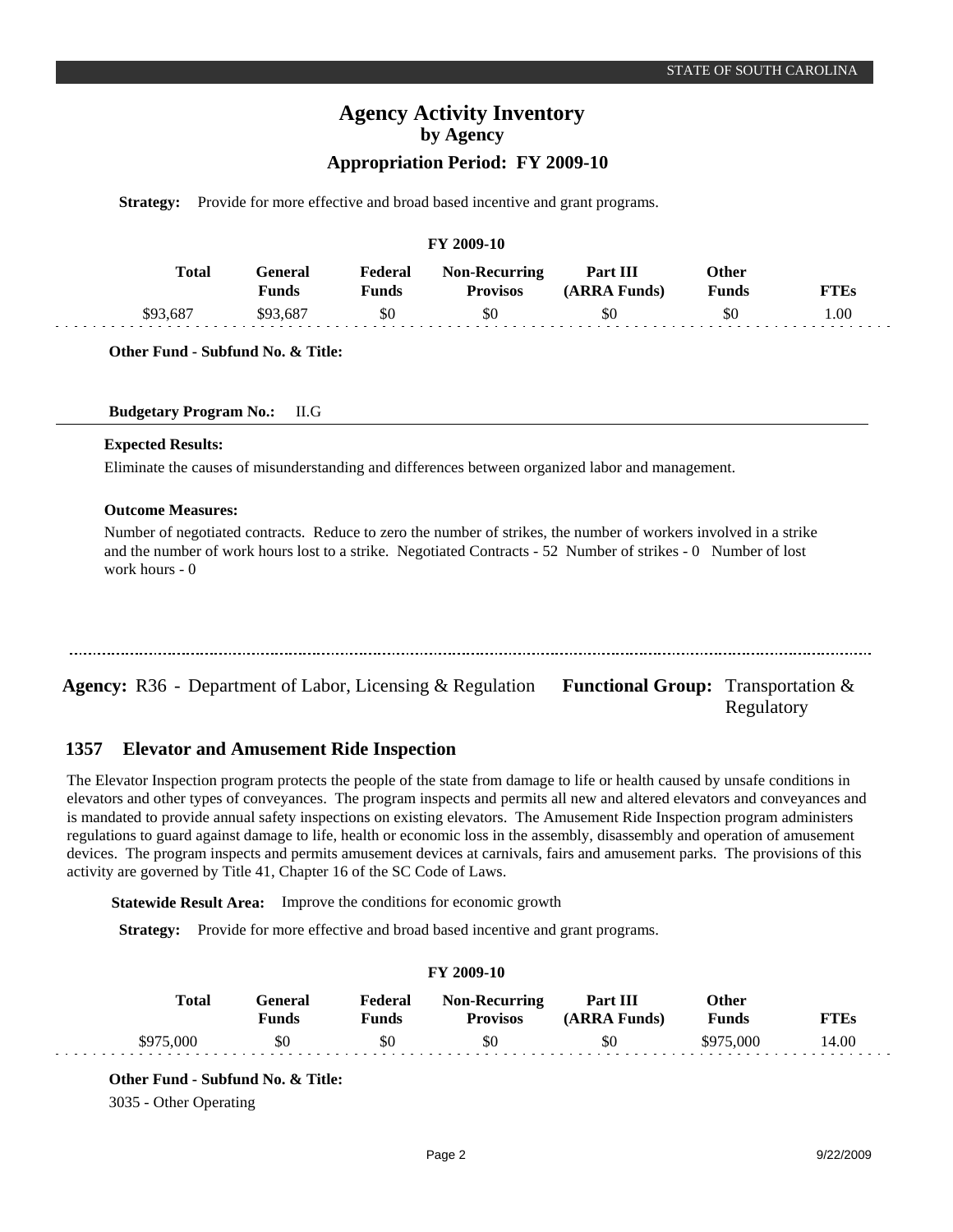**Strategy:** Provide for more effective and broad based incentive and grant programs.

**FY 2009-10**

| Total | General Funds | Federal Funds | Non-Recurring Provisos | Part III (ARRA Funds) | Other Funds | FTEs |
|---|---|---|---|---|---|---|
| $93,687 | $93,687 | $0 | $0 | $0 | $0 | 1.00 |

**Other Fund - Subfund No. & Title:**

**Budgetary Program No.:** II.G

**Expected Results:**

Eliminate the causes of misunderstanding and differences between organized labor and management.

**Outcome Measures:**

Number of negotiated contracts. Reduce to zero the number of strikes, the number of workers involved in a strike and the number of work hours lost to a strike. Negotiated Contracts - 52 Number of strikes - 0 Number of lost work hours - 0

---

**Agency:** R36 - Department of Labor, Licensing & Regulation **Functional Group:** Transportation & Regulatory

## 1357 Elevator and Amusement Ride Inspection

The Elevator Inspection program protects the people of the state from damage to life or health caused by unsafe conditions in elevators and other types of conveyances. The program inspects and permits all new and altered elevators and conveyances and is mandated to provide annual safety inspections on existing elevators. The Amusement Ride Inspection program administers regulations to guard against damage to life, health or economic loss in the assembly, disassembly and operation of amusement devices. The program inspects and permits amusement devices at carnivals, fairs and amusement parks. The provisions of this activity are governed by Title 41, Chapter 16 of the SC Code of Laws.

**Statewide Result Area:** Improve the conditions for economic growth

**Strategy:** Provide for more effective and broad based incentive and grant programs.

**FY 2009-10**

| Total | General Funds | Federal Funds | Non-Recurring Provisos | Part III (ARRA Funds) | Other Funds | FTEs |
|---|---|---|---|---|---|---|
| $975,000 | $0 | $0 | $0 | $0 | $975,000 | 14.00 |

**Other Fund - Subfund No. & Title:**

3035 - Other Operating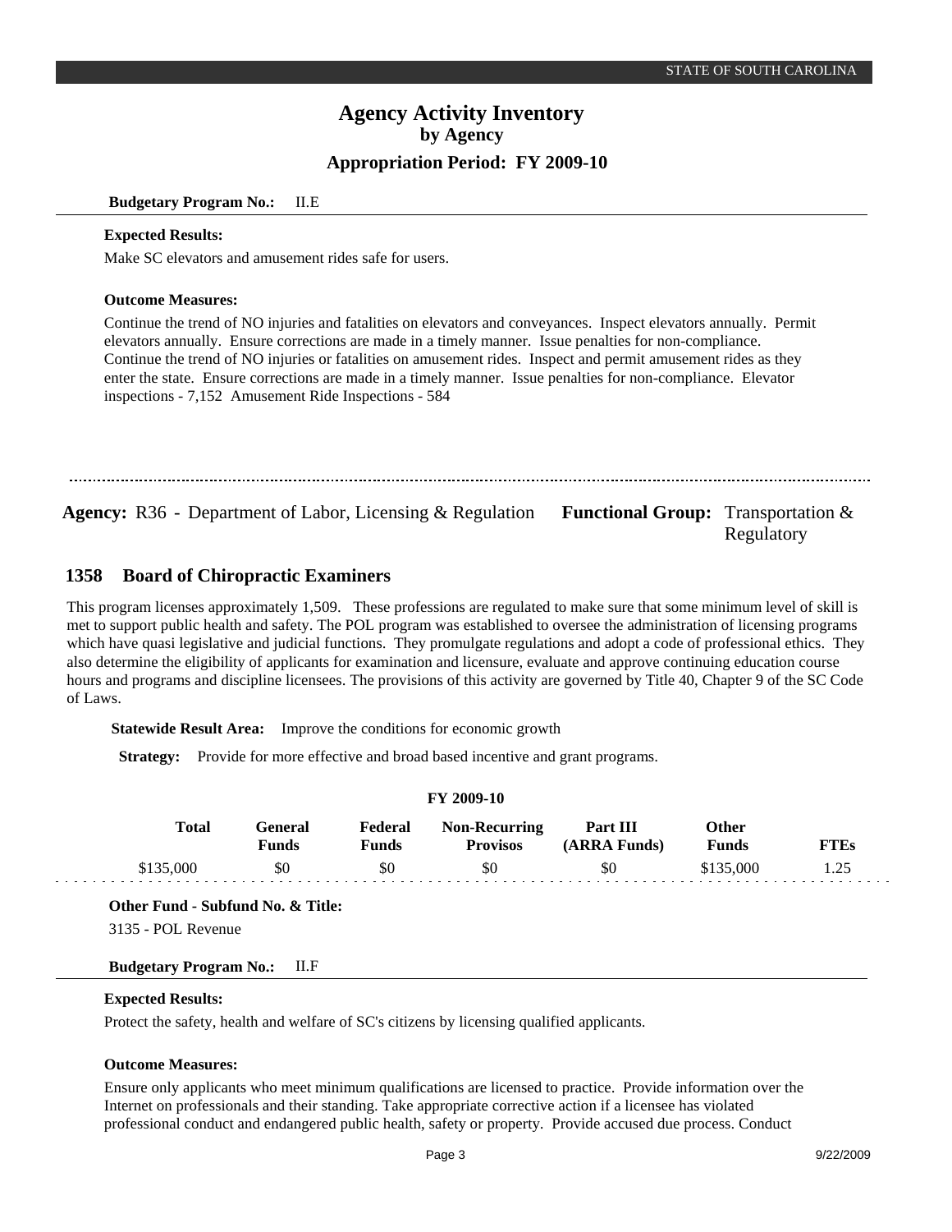**Budgetary Program No.:** II.E

**Expected Results:**

Make SC elevators and amusement rides safe for users.

**Outcome Measures:**

Continue the trend of NO injuries and fatalities on elevators and conveyances. Inspect elevators annually. Permit elevators annually. Ensure corrections are made in a timely manner. Issue penalties for non-compliance. Continue the trend of NO injuries or fatalities on amusement rides. Inspect and permit amusement rides as they enter the state. Ensure corrections are made in a timely manner. Issue penalties for non-compliance. Elevator inspections - 7,152 Amusement Ride Inspections - 584

---

**Agency:** R36 - Department of Labor, Licensing & Regulation **Functional Group:** Transportation & Regulatory

## 1358 Board of Chiropractic Examiners

This program licenses approximately 1,509. These professions are regulated to make sure that some minimum level of skill is met to support public health and safety. The POL program was established to oversee the administration of licensing programs which have quasi legislative and judicial functions. They promulgate regulations and adopt a code of professional ethics. They also determine the eligibility of applicants for examination and licensure, evaluate and approve continuing education course hours and programs and discipline licensees. The provisions of this activity are governed by Title 40, Chapter 9 of the SC Code of Laws.

**Statewide Result Area:** Improve the conditions for economic growth

**Strategy:** Provide for more effective and broad based incentive and grant programs.

**FY 2009-10**

| Total | General Funds | Federal Funds | Non-Recurring Provisos | Part III (ARRA Funds) | Other Funds | FTEs |
|---|---|---|---|---|---|---|
| $135,000 | $0 | $0 | $0 | $0 | $135,000 | 1.25 |

**Other Fund - Subfund No. & Title:**

3135 - POL Revenue

**Budgetary Program No.:** II.F

**Expected Results:**

Protect the safety, health and welfare of SC's citizens by licensing qualified applicants.

**Outcome Measures:**

Ensure only applicants who meet minimum qualifications are licensed to practice. Provide information over the Internet on professionals and their standing. Take appropriate corrective action if a licensee has violated professional conduct and endangered public health, safety or property. Provide accused due process. Conduct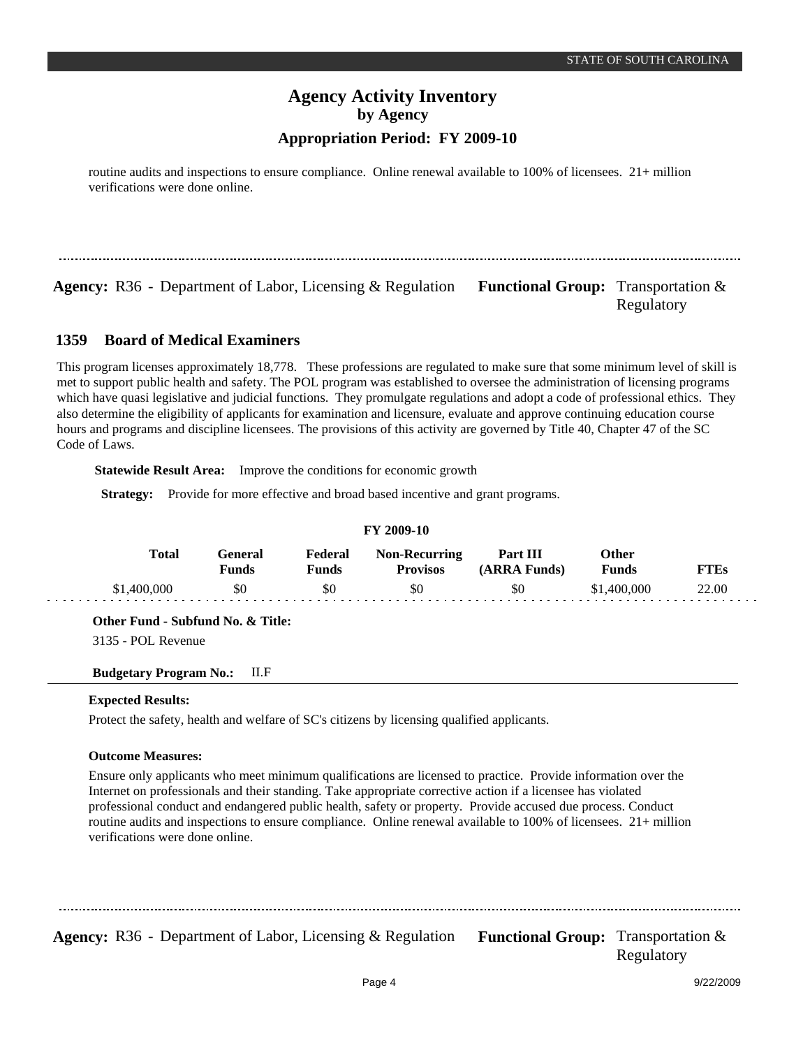routine audits and inspections to ensure compliance. Online renewal available to 100% of licensees. 21+ million verifications were done online.

**Agency:** R36 - Department of Labor, Licensing & Regulation **Functional Group:** Transportation & Regulatory

## 1359 Board of Medical Examiners

This program licenses approximately 18,778. These professions are regulated to make sure that some minimum level of skill is met to support public health and safety. The POL program was established to oversee the administration of licensing programs which have quasi legislative and judicial functions. They promulgate regulations and adopt a code of professional ethics. They also determine the eligibility of applicants for examination and licensure, evaluate and approve continuing education course hours and programs and discipline licensees. The provisions of this activity are governed by Title 40, Chapter 47 of the SC Code of Laws.

**Statewide Result Area:** Improve the conditions for economic growth

**Strategy:** Provide for more effective and broad based incentive and grant programs.

**FY 2009-10**

| Total | General Funds | Federal Funds | Non-Recurring Provisos | Part III (ARRA Funds) | Other Funds | FTEs |
|---|---|---|---|---|---|---|
| $1,400,000 | $0 | $0 | $0 | $0 | $1,400,000 | 22.00 |

**Other Fund - Subfund No. & Title:**

3135 - POL Revenue

**Budgetary Program No.:** II.F

**Expected Results:**

Protect the safety, health and welfare of SC's citizens by licensing qualified applicants.

**Outcome Measures:**

Ensure only applicants who meet minimum qualifications are licensed to practice. Provide information over the Internet on professionals and their standing. Take appropriate corrective action if a licensee has violated professional conduct and endangered public health, safety or property. Provide accused due process. Conduct routine audits and inspections to ensure compliance. Online renewal available to 100% of licensees. 21+ million verifications were done online.

**Agency:** R36 - Department of Labor, Licensing & Regulation **Functional Group:** Transportation & Regulatory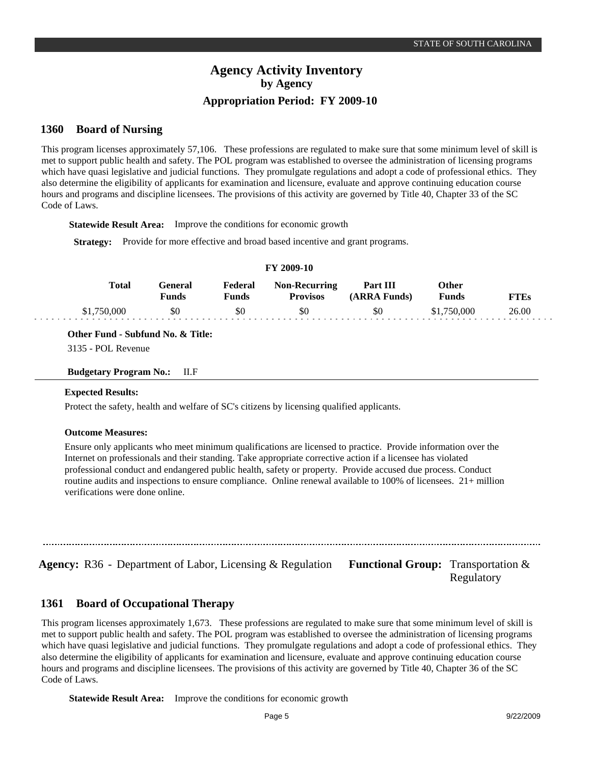## Agency Activity Inventory
### by Agency
### Appropriation Period: FY 2009-10

## 1360 Board of Nursing

This program licenses approximately 57,106. These professions are regulated to make sure that some minimum level of skill is met to support public health and safety. The POL program was established to oversee the administration of licensing programs which have quasi legislative and judicial functions. They promulgate regulations and adopt a code of professional ethics. They also determine the eligibility of applicants for examination and licensure, evaluate and approve continuing education course hours and programs and discipline licensees. The provisions of this activity are governed by Title 40, Chapter 33 of the SC Code of Laws.

**Statewide Result Area:** Improve the conditions for economic growth

**Strategy:** Provide for more effective and broad based incentive and grant programs.

**FY 2009-10**

| Total | General Funds | Federal Funds | Non-Recurring Provisos | Part III (ARRA Funds) | Other Funds | FTEs |
|---|---|---|---|---|---|---|
| $1,750,000 | $0 | $0 | $0 | $0 | $1,750,000 | 26.00 |

**Other Fund - Subfund No. & Title:**

3135 - POL Revenue

**Budgetary Program No.:** II.F

**Expected Results:**

Protect the safety, health and welfare of SC's citizens by licensing qualified applicants.

**Outcome Measures:**

Ensure only applicants who meet minimum qualifications are licensed to practice. Provide information over the Internet on professionals and their standing. Take appropriate corrective action if a licensee has violated professional conduct and endangered public health, safety or property. Provide accused due process. Conduct routine audits and inspections to ensure compliance. Online renewal available to 100% of licensees. 21+ million verifications were done online.

---

**Agency:** R36 - Department of Labor, Licensing & Regulation **Functional Group:** Transportation & Regulatory

## 1361 Board of Occupational Therapy

This program licenses approximately 1,673. These professions are regulated to make sure that some minimum level of skill is met to support public health and safety. The POL program was established to oversee the administration of licensing programs which have quasi legislative and judicial functions. They promulgate regulations and adopt a code of professional ethics. They also determine the eligibility of applicants for examination and licensure, evaluate and approve continuing education course hours and programs and discipline licensees. The provisions of this activity are governed by Title 40, Chapter 36 of the SC Code of Laws.

**Statewide Result Area:** Improve the conditions for economic growth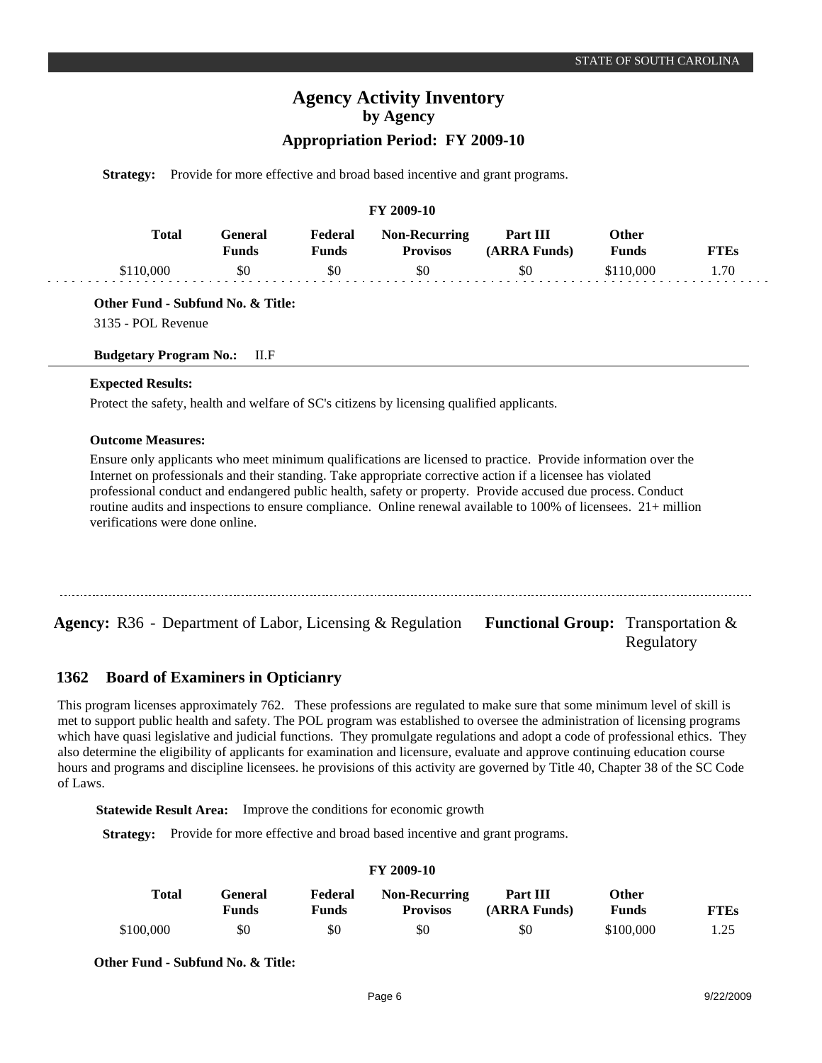**Strategy:** Provide for more effective and broad based incentive and grant programs.

| FY 2009-10 | | | | | | |
|---|---|---|---|---|---|---|
| **Total** | **General Funds** | **Federal Funds** | **Non-Recurring Provisos** | **Part III (ARRA Funds)** | **Other Funds** | **FTEs** |
| $110,000 | $0 | $0 | $0 | $0 | $110,000 | 1.70 |

**Other Fund - Subfund No. & Title:**

3135 - POL Revenue

**Budgetary Program No.:** II.F

**Expected Results:**

Protect the safety, health and welfare of SC's citizens by licensing qualified applicants.

**Outcome Measures:**

Ensure only applicants who meet minimum qualifications are licensed to practice. Provide information over the Internet on professionals and their standing. Take appropriate corrective action if a licensee has violated professional conduct and endangered public health, safety or property. Provide accused due process. Conduct routine audits and inspections to ensure compliance. Online renewal available to 100% of licensees. 21+ million verifications were done online.

---

**Agency:** R36 - Department of Labor, Licensing & Regulation **Functional Group:** Transportation & Regulatory

## 1362 Board of Examiners in Opticianry

This program licenses approximately 762. These professions are regulated to make sure that some minimum level of skill is met to support public health and safety. The POL program was established to oversee the administration of licensing programs which have quasi legislative and judicial functions. They promulgate regulations and adopt a code of professional ethics. They also determine the eligibility of applicants for examination and licensure, evaluate and approve continuing education course hours and programs and discipline licensees. he provisions of this activity are governed by Title 40, Chapter 38 of the SC Code of Laws.

**Statewide Result Area:** Improve the conditions for economic growth

**Strategy:** Provide for more effective and broad based incentive and grant programs.

| FY 2009-10 | | | | | | |
|---|---|---|---|---|---|---|
| **Total** | **General Funds** | **Federal Funds** | **Non-Recurring Provisos** | **Part III (ARRA Funds)** | **Other Funds** | **FTEs** |
| $100,000 | $0 | $0 | $0 | $0 | $100,000 | 1.25 |

**Other Fund - Subfund No. & Title:**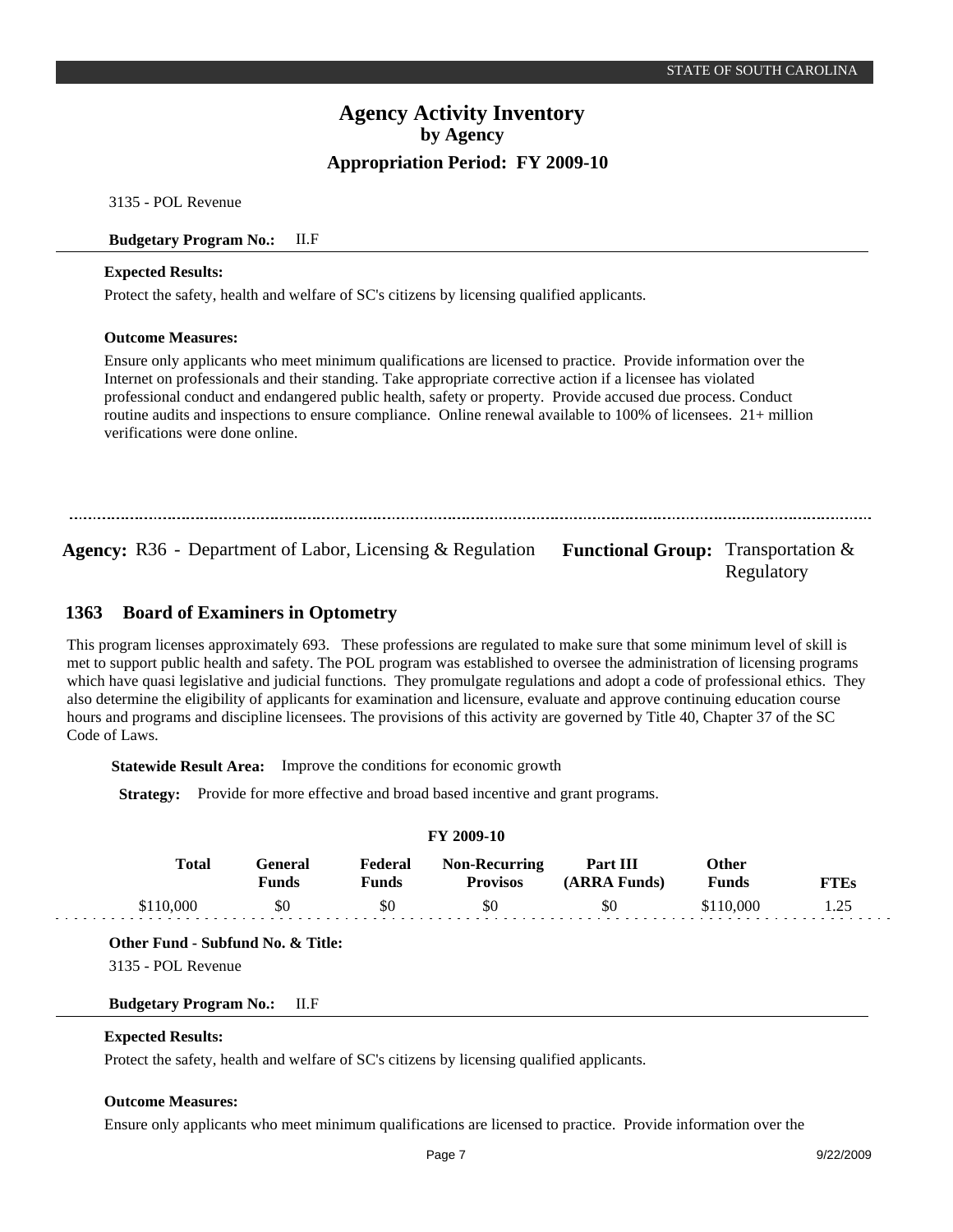3135 - POL Revenue

**Budgetary Program No.:** II.F

**Expected Results:**

Protect the safety, health and welfare of SC's citizens by licensing qualified applicants.

**Outcome Measures:**

Ensure only applicants who meet minimum qualifications are licensed to practice. Provide information over the Internet on professionals and their standing. Take appropriate corrective action if a licensee has violated professional conduct and endangered public health, safety or property. Provide accused due process. Conduct routine audits and inspections to ensure compliance. Online renewal available to 100% of licensees. 21+ million verifications were done online.

---

**Agency:** R36 - Department of Labor, Licensing & Regulation **Functional Group:** Transportation & Regulatory

## 1363 Board of Examiners in Optometry

This program licenses approximately 693. These professions are regulated to make sure that some minimum level of skill is met to support public health and safety. The POL program was established to oversee the administration of licensing programs which have quasi legislative and judicial functions. They promulgate regulations and adopt a code of professional ethics. They also determine the eligibility of applicants for examination and licensure, evaluate and approve continuing education course hours and programs and discipline licensees. The provisions of this activity are governed by Title 40, Chapter 37 of the SC Code of Laws.

**Statewide Result Area:** Improve the conditions for economic growth

**Strategy:** Provide for more effective and broad based incentive and grant programs.

**FY 2009-10**

| Total | General Funds | Federal Funds | Non-Recurring Provisos | Part III (ARRA Funds) | Other Funds | FTEs |
|---|---|---|---|---|---|---|
| $110,000 | $0 | $0 | $0 | $0 | $110,000 | 1.25 |

**Other Fund - Subfund No. & Title:**

3135 - POL Revenue

**Budgetary Program No.:** II.F

**Expected Results:**

Protect the safety, health and welfare of SC's citizens by licensing qualified applicants.

**Outcome Measures:**

Ensure only applicants who meet minimum qualifications are licensed to practice. Provide information over the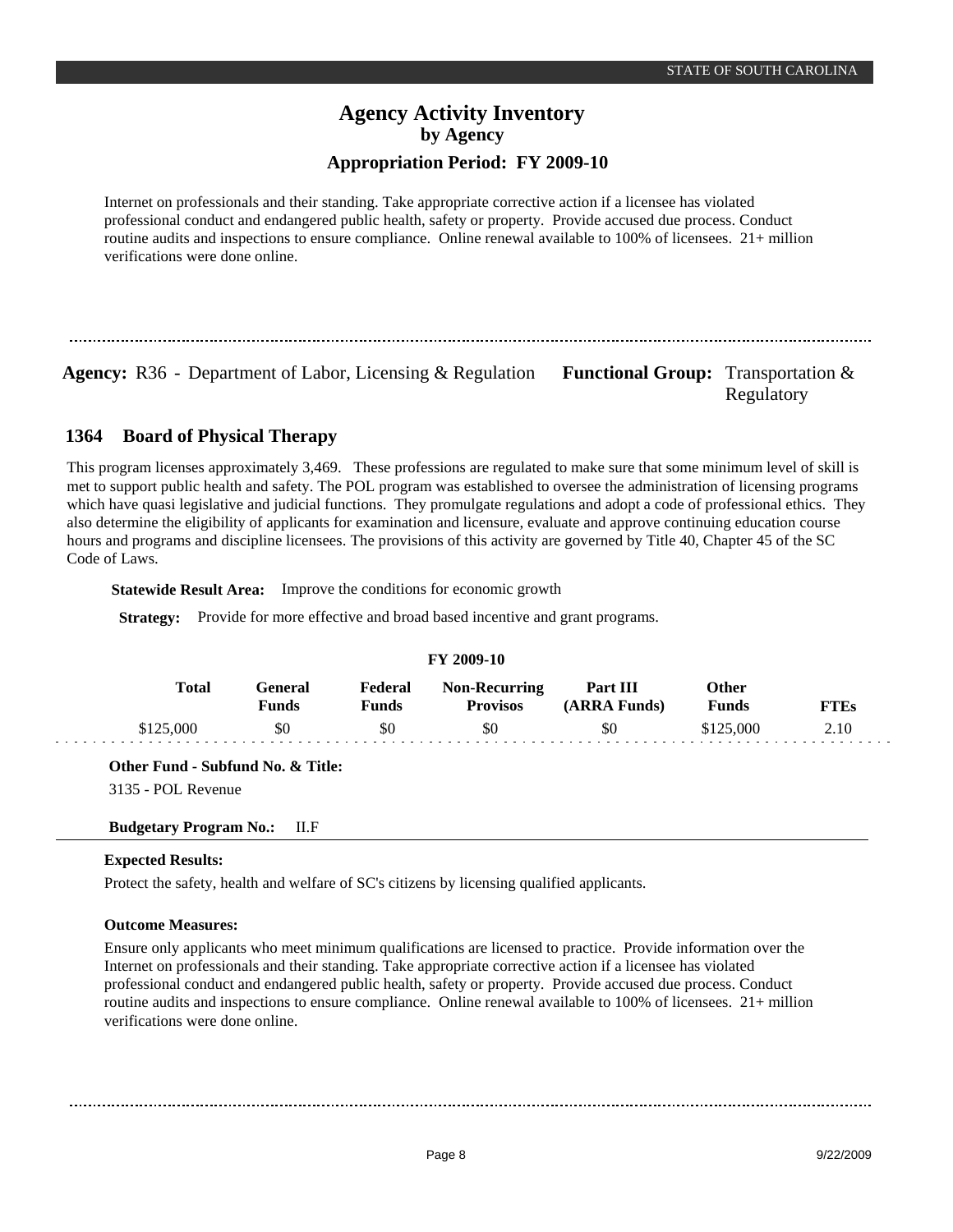Internet on professionals and their standing. Take appropriate corrective action if a licensee has violated professional conduct and endangered public health, safety or property. Provide accused due process. Conduct routine audits and inspections to ensure compliance. Online renewal available to 100% of licensees. 21+ million verifications were done online.

**Agency:** R36 - Department of Labor, Licensing & Regulation **Functional Group:** Transportation & Regulatory

## 1364 Board of Physical Therapy

This program licenses approximately 3,469. These professions are regulated to make sure that some minimum level of skill is met to support public health and safety. The POL program was established to oversee the administration of licensing programs which have quasi legislative and judicial functions. They promulgate regulations and adopt a code of professional ethics. They also determine the eligibility of applicants for examination and licensure, evaluate and approve continuing education course hours and programs and discipline licensees. The provisions of this activity are governed by Title 40, Chapter 45 of the SC Code of Laws.

**Statewide Result Area:** Improve the conditions for economic growth

**Strategy:** Provide for more effective and broad based incentive and grant programs.

**FY 2009-10**

| Total | General Funds | Federal Funds | Non-Recurring Provisos | Part III (ARRA Funds) | Other Funds | FTEs |
|---|---|---|---|---|---|---|
| $125,000 | $0 | $0 | $0 | $0 | $125,000 | 2.10 |

**Other Fund - Subfund No. & Title:**

3135 - POL Revenue

**Budgetary Program No.:** II.F

**Expected Results:**

Protect the safety, health and welfare of SC's citizens by licensing qualified applicants.

**Outcome Measures:**

Ensure only applicants who meet minimum qualifications are licensed to practice. Provide information over the Internet on professionals and their standing. Take appropriate corrective action if a licensee has violated professional conduct and endangered public health, safety or property. Provide accused due process. Conduct routine audits and inspections to ensure compliance. Online renewal available to 100% of licensees. 21+ million verifications were done online.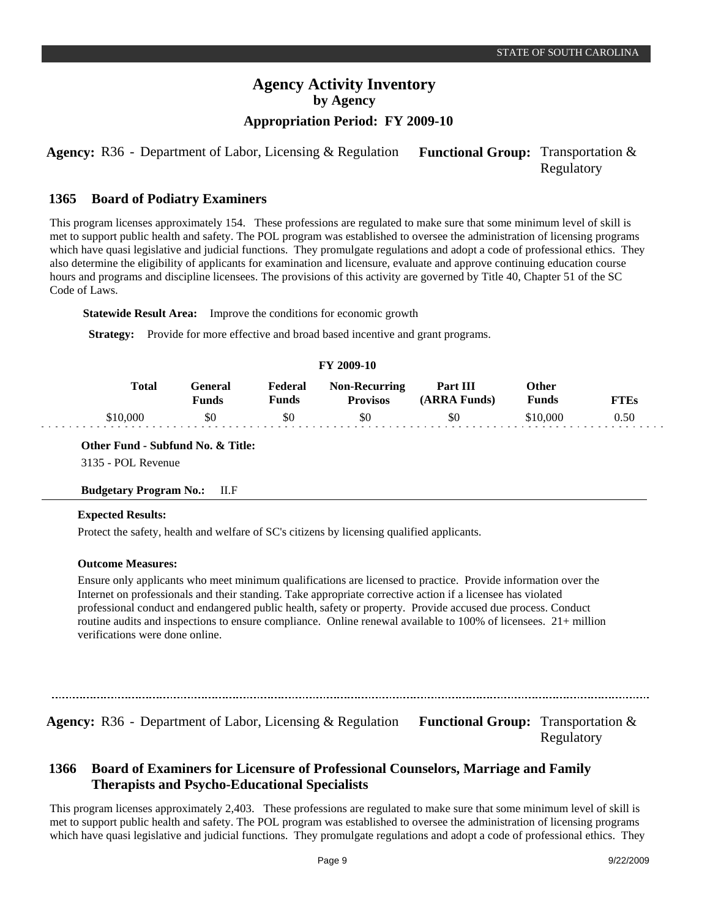# Agency Activity Inventory
## by Agency
### Appropriation Period: FY 2009-10

**Agency:** R36 - Department of Labor, Licensing & Regulation **Functional Group:** Transportation & Regulatory

## 1365 Board of Podiatry Examiners

This program licenses approximately 154. These professions are regulated to make sure that some minimum level of skill is met to support public health and safety. The POL program was established to oversee the administration of licensing programs which have quasi legislative and judicial functions. They promulgate regulations and adopt a code of professional ethics. They also determine the eligibility of applicants for examination and licensure, evaluate and approve continuing education course hours and programs and discipline licensees. The provisions of this activity are governed by Title 40, Chapter 51 of the SC Code of Laws.

**Statewide Result Area:** Improve the conditions for economic growth

**Strategy:** Provide for more effective and broad based incentive and grant programs.

**FY 2009-10**

| Total | General Funds | Federal Funds | Non-Recurring Provisos | Part III (ARRA Funds) | Other Funds | FTEs |
|---|---|---|---|---|---|---|
| $10,000 | $0 | $0 | $0 | $0 | $10,000 | 0.50 |

**Other Fund - Subfund No. & Title:**

3135 - POL Revenue

**Budgetary Program No.:** II.F

**Expected Results:**

Protect the safety, health and welfare of SC's citizens by licensing qualified applicants.

**Outcome Measures:**

Ensure only applicants who meet minimum qualifications are licensed to practice. Provide information over the Internet on professionals and their standing. Take appropriate corrective action if a licensee has violated professional conduct and endangered public health, safety or property. Provide accused due process. Conduct routine audits and inspections to ensure compliance. Online renewal available to 100% of licensees. 21+ million verifications were done online.

---

**Agency:** R36 - Department of Labor, Licensing & Regulation **Functional Group:** Transportation & Regulatory

## 1366 Board of Examiners for Licensure of Professional Counselors, Marriage and Family Therapists and Psycho-Educational Specialists

This program licenses approximately 2,403. These professions are regulated to make sure that some minimum level of skill is met to support public health and safety. The POL program was established to oversee the administration of licensing programs which have quasi legislative and judicial functions. They promulgate regulations and adopt a code of professional ethics. They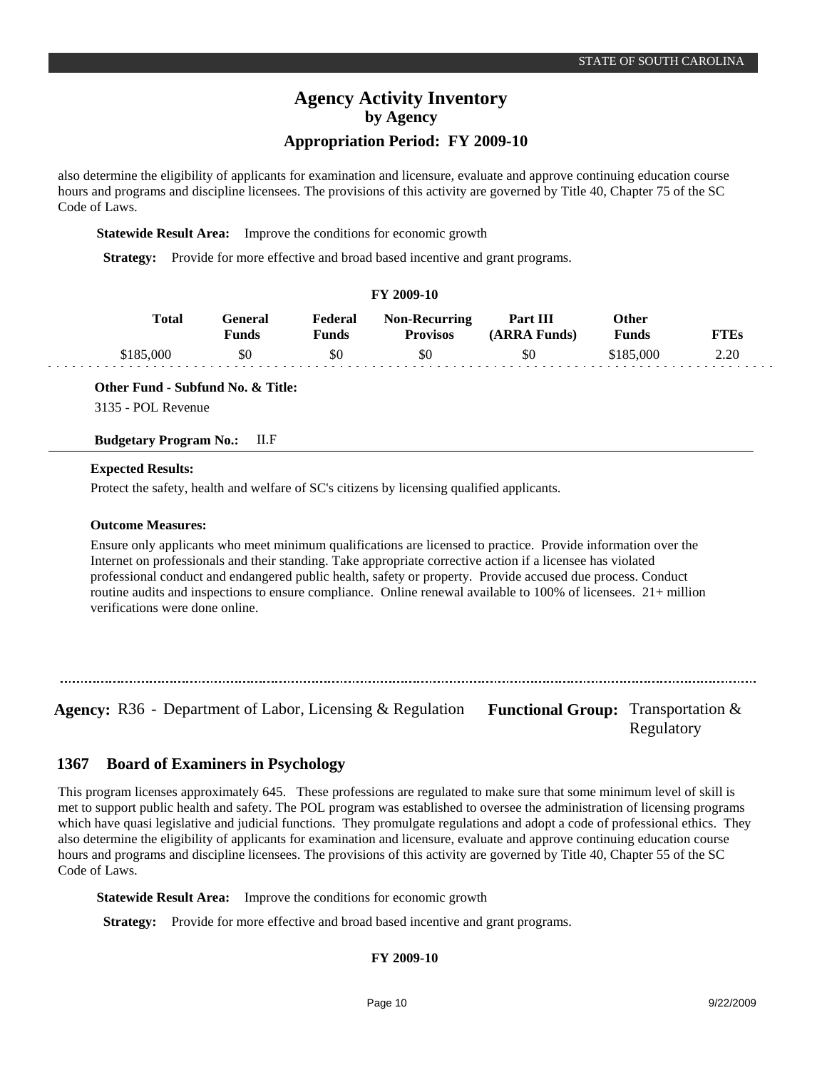also determine the eligibility of applicants for examination and licensure, evaluate and approve continuing education course hours and programs and discipline licensees. The provisions of this activity are governed by Title 40, Chapter 75 of the SC Code of Laws.

**Statewide Result Area:** Improve the conditions for economic growth

**Strategy:** Provide for more effective and broad based incentive and grant programs.

**FY 2009-10**

| Total | General Funds | Federal Funds | Non-Recurring Provisos | Part III (ARRA Funds) | Other Funds | FTEs |
|---|---|---|---|---|---|---|
| $185,000 | $0 | $0 | $0 | $0 | $185,000 | 2.20 |

**Other Fund - Subfund No. & Title:**

3135 - POL Revenue

**Budgetary Program No.:** II.F

**Expected Results:**

Protect the safety, health and welfare of SC's citizens by licensing qualified applicants.

**Outcome Measures:**

Ensure only applicants who meet minimum qualifications are licensed to practice. Provide information over the Internet on professionals and their standing. Take appropriate corrective action if a licensee has violated professional conduct and endangered public health, safety or property. Provide accused due process. Conduct routine audits and inspections to ensure compliance. Online renewal available to 100% of licensees. 21+ million verifications were done online.

---

**Agency:** R36 - Department of Labor, Licensing & Regulation **Functional Group:** Transportation & Regulatory

## 1367 Board of Examiners in Psychology

This program licenses approximately 645. These professions are regulated to make sure that some minimum level of skill is met to support public health and safety. The POL program was established to oversee the administration of licensing programs which have quasi legislative and judicial functions. They promulgate regulations and adopt a code of professional ethics. They also determine the eligibility of applicants for examination and licensure, evaluate and approve continuing education course hours and programs and discipline licensees. The provisions of this activity are governed by Title 40, Chapter 55 of the SC Code of Laws.

**Statewide Result Area:** Improve the conditions for economic growth

**Strategy:** Provide for more effective and broad based incentive and grant programs.

**FY 2009-10**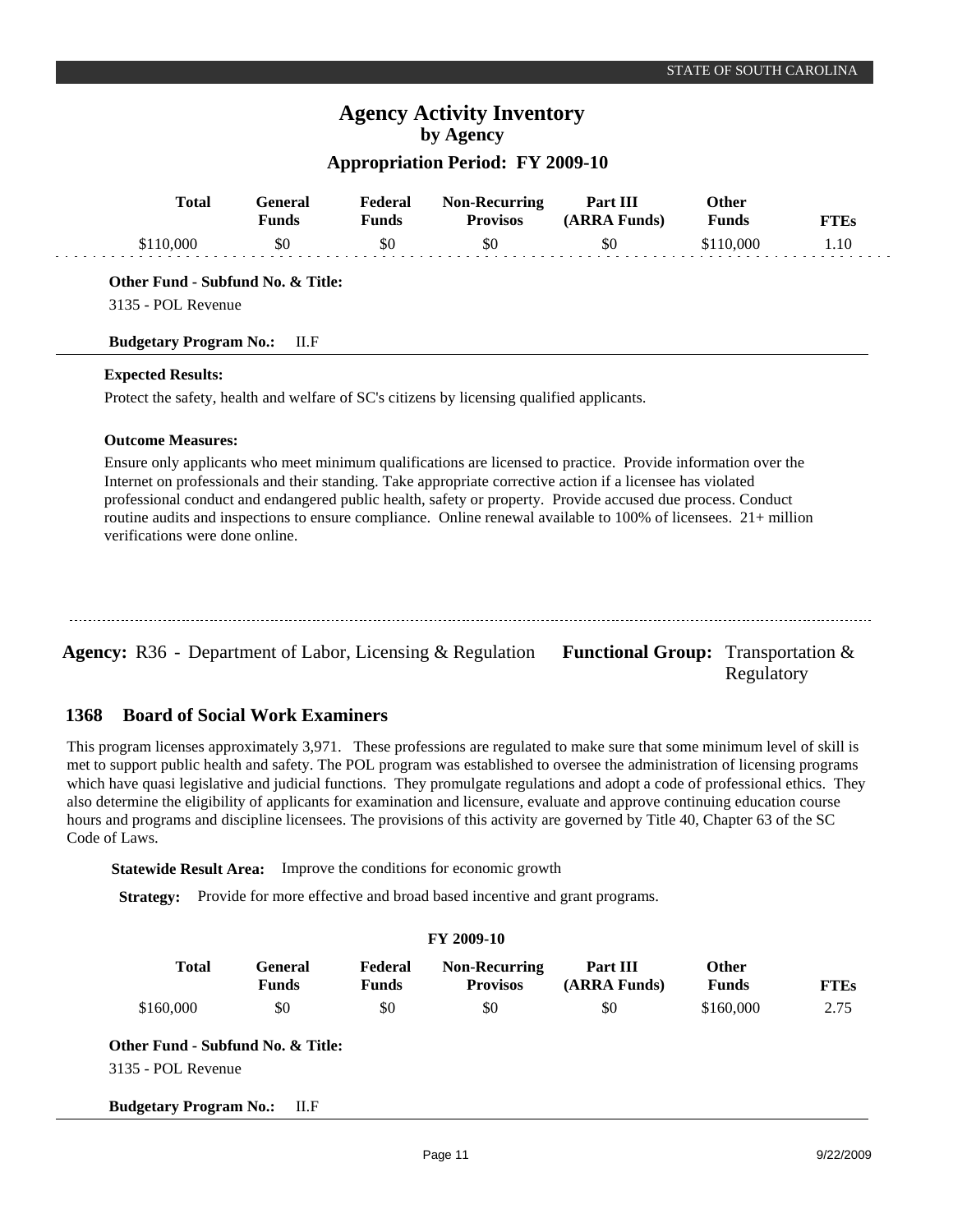# Agency Activity Inventory
## by Agency
### Appropriation Period: FY 2009-10

| Total | General Funds | Federal Funds | Non-Recurring Provisos | Part III (ARRA Funds) | Other Funds | FTEs |
|---|---|---|---|---|---|---|
| $110,000 | $0 | $0 | $0 | $0 | $110,000 | 1.10 |

**Other Fund - Subfund No. & Title:**

3135 - POL Revenue

**Budgetary Program No.:** II.F

**Expected Results:**

Protect the safety, health and welfare of SC's citizens by licensing qualified applicants.

**Outcome Measures:**

Ensure only applicants who meet minimum qualifications are licensed to practice. Provide information over the Internet on professionals and their standing. Take appropriate corrective action if a licensee has violated professional conduct and endangered public health, safety or property. Provide accused due process. Conduct routine audits and inspections to ensure compliance. Online renewal available to 100% of licensees. 21+ million verifications were done online.

---

**Agency:** R36 - Department of Labor, Licensing & Regulation **Functional Group:** Transportation & Regulatory

## 1368 Board of Social Work Examiners

This program licenses approximately 3,971. These professions are regulated to make sure that some minimum level of skill is met to support public health and safety. The POL program was established to oversee the administration of licensing programs which have quasi legislative and judicial functions. They promulgate regulations and adopt a code of professional ethics. They also determine the eligibility of applicants for examination and licensure, evaluate and approve continuing education course hours and programs and discipline licensees. The provisions of this activity are governed by Title 40, Chapter 63 of the SC Code of Laws.

**Statewide Result Area:** Improve the conditions for economic growth

**Strategy:** Provide for more effective and broad based incentive and grant programs.

**FY 2009-10**

| Total | General Funds | Federal Funds | Non-Recurring Provisos | Part III (ARRA Funds) | Other Funds | FTEs |
|---|---|---|---|---|---|---|
| $160,000 | $0 | $0 | $0 | $0 | $160,000 | 2.75 |

**Other Fund - Subfund No. & Title:**

3135 - POL Revenue

**Budgetary Program No.:** II.F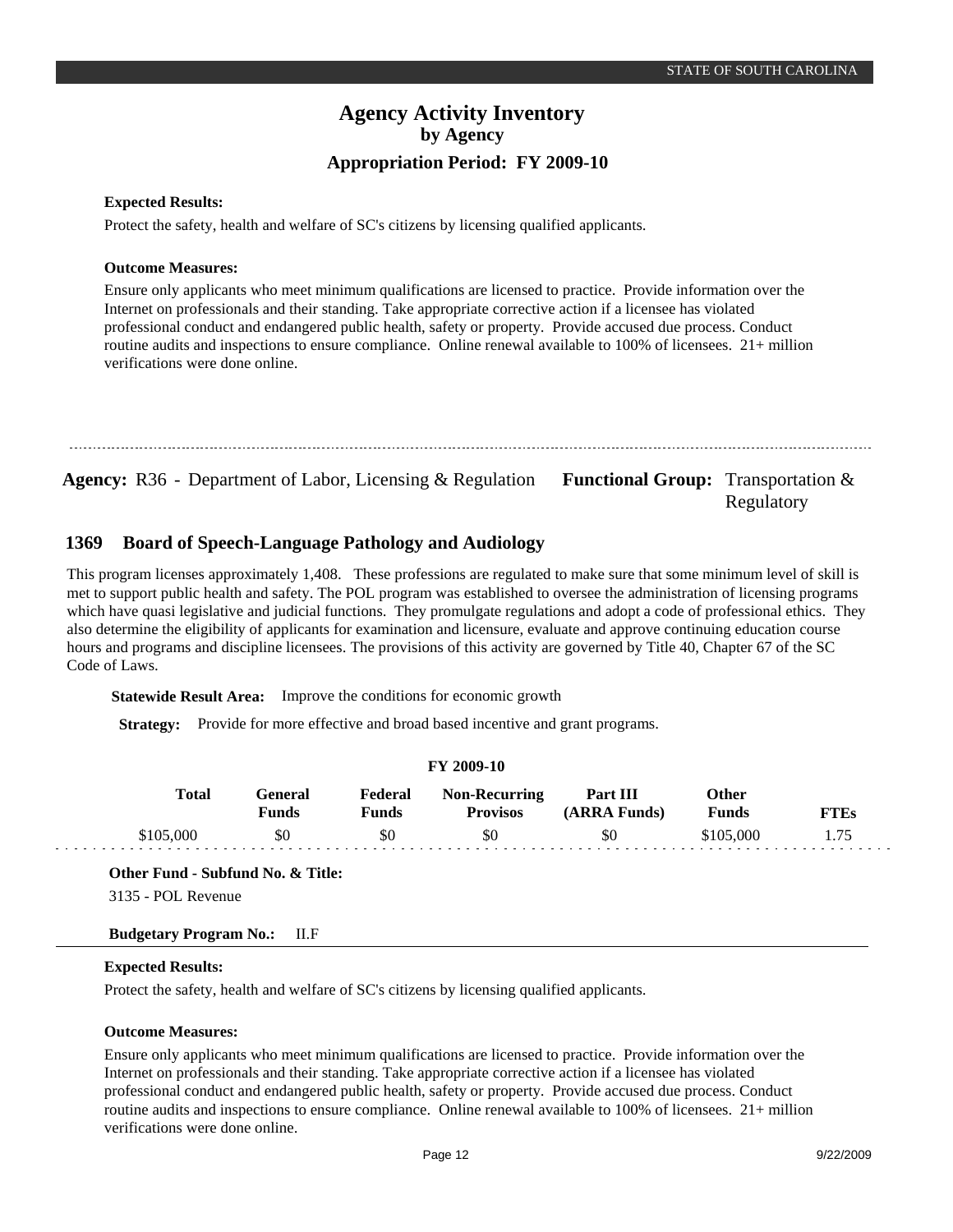**Expected Results:**

Protect the safety, health and welfare of SC's citizens by licensing qualified applicants.

**Outcome Measures:**

Ensure only applicants who meet minimum qualifications are licensed to practice. Provide information over the Internet on professionals and their standing. Take appropriate corrective action if a licensee has violated professional conduct and endangered public health, safety or property. Provide accused due process. Conduct routine audits and inspections to ensure compliance. Online renewal available to 100% of licensees. 21+ million verifications were done online.

---

**Agency:** R36 - Department of Labor, Licensing & Regulation **Functional Group:** Transportation & Regulatory

## 1369 Board of Speech-Language Pathology and Audiology

This program licenses approximately 1,408. These professions are regulated to make sure that some minimum level of skill is met to support public health and safety. The POL program was established to oversee the administration of licensing programs which have quasi legislative and judicial functions. They promulgate regulations and adopt a code of professional ethics. They also determine the eligibility of applicants for examination and licensure, evaluate and approve continuing education course hours and programs and discipline licensees. The provisions of this activity are governed by Title 40, Chapter 67 of the SC Code of Laws.

**Statewide Result Area:** Improve the conditions for economic growth

**Strategy:** Provide for more effective and broad based incentive and grant programs.

**FY 2009-10**

| Total | General Funds | Federal Funds | Non-Recurring Provisos | Part III (ARRA Funds) | Other Funds | FTEs |
|---|---|---|---|---|---|---|
| $105,000 | $0 | $0 | $0 | $0 | $105,000 | 1.75 |

**Other Fund - Subfund No. & Title:**

3135 - POL Revenue

**Budgetary Program No.:** II.F

**Expected Results:**

Protect the safety, health and welfare of SC's citizens by licensing qualified applicants.

**Outcome Measures:**

Ensure only applicants who meet minimum qualifications are licensed to practice. Provide information over the Internet on professionals and their standing. Take appropriate corrective action if a licensee has violated professional conduct and endangered public health, safety or property. Provide accused due process. Conduct routine audits and inspections to ensure compliance. Online renewal available to 100% of licensees. 21+ million verifications were done online.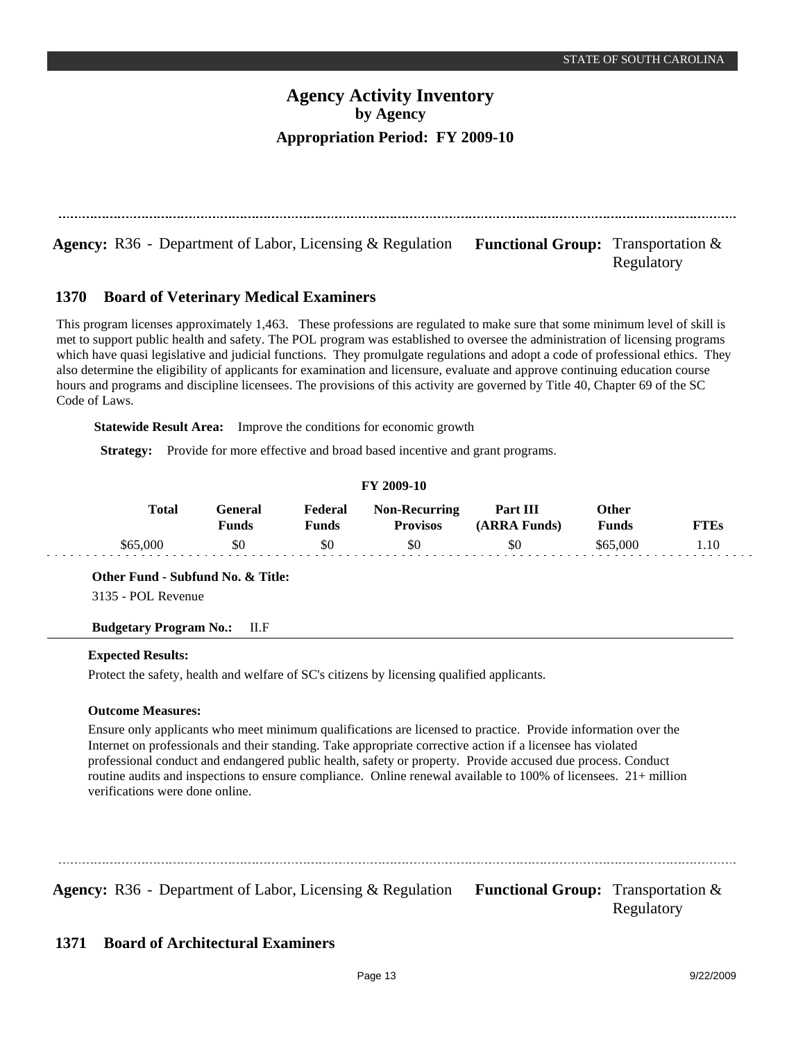# Agency Activity Inventory
## by Agency
### Appropriation Period: FY 2009-10

**Agency:** R36 - Department of Labor, Licensing & Regulation **Functional Group:** Transportation & Regulatory

## 1370 Board of Veterinary Medical Examiners

This program licenses approximately 1,463. These professions are regulated to make sure that some minimum level of skill is met to support public health and safety. The POL program was established to oversee the administration of licensing programs which have quasi legislative and judicial functions. They promulgate regulations and adopt a code of professional ethics. They also determine the eligibility of applicants for examination and licensure, evaluate and approve continuing education course hours and programs and discipline licensees. The provisions of this activity are governed by Title 40, Chapter 69 of the SC Code of Laws.

**Statewide Result Area:** Improve the conditions for economic growth

**Strategy:** Provide for more effective and broad based incentive and grant programs.

**FY 2009-10**

| Total | General Funds | Federal Funds | Non-Recurring Provisos | Part III (ARRA Funds) | Other Funds | FTEs |
|---|---|---|---|---|---|---|
| $65,000 | $0 | $0 | $0 | $0 | $65,000 | 1.10 |

**Other Fund - Subfund No. & Title:**
3135 - POL Revenue

**Budgetary Program No.:** II.F

**Expected Results:**

Protect the safety, health and welfare of SC's citizens by licensing qualified applicants.

**Outcome Measures:**

Ensure only applicants who meet minimum qualifications are licensed to practice. Provide information over the Internet on professionals and their standing. Take appropriate corrective action if a licensee has violated professional conduct and endangered public health, safety or property. Provide accused due process. Conduct routine audits and inspections to ensure compliance. Online renewal available to 100% of licensees. 21+ million verifications were done online.

**Agency:** R36 - Department of Labor, Licensing & Regulation **Functional Group:** Transportation & Regulatory

## 1371 Board of Architectural Examiners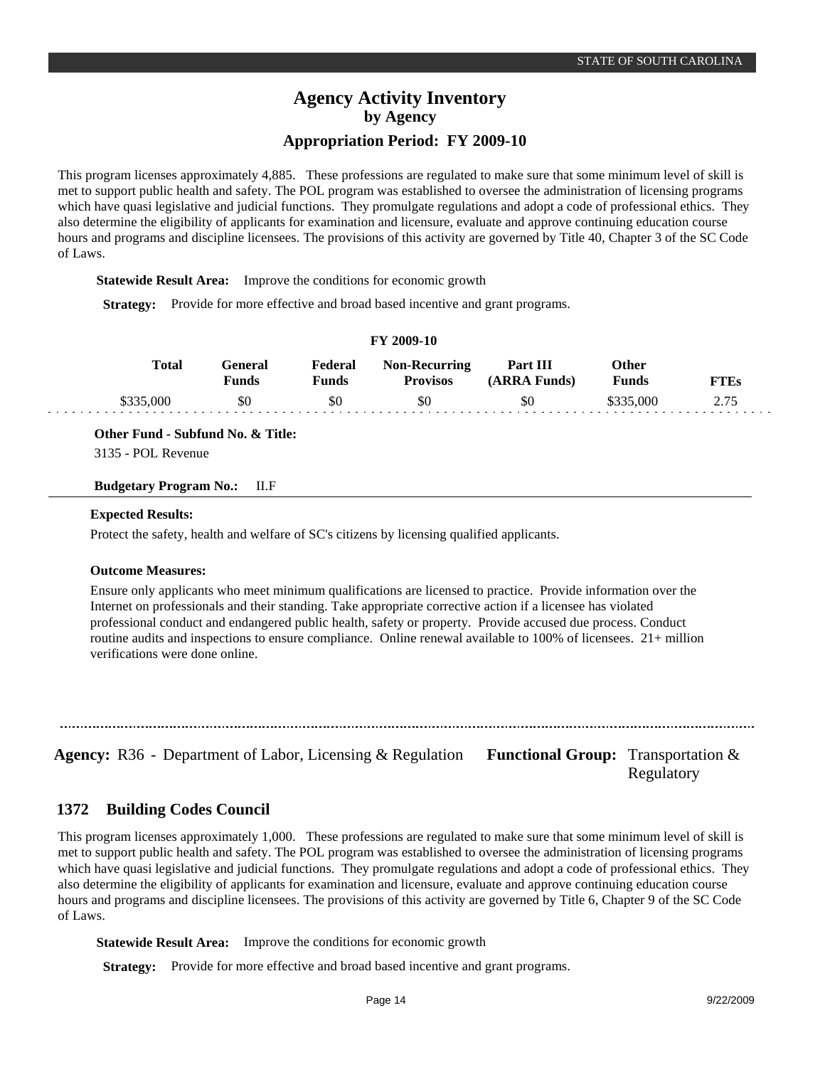This program licenses approximately 4,885. These professions are regulated to make sure that some minimum level of skill is met to support public health and safety. The POL program was established to oversee the administration of licensing programs which have quasi legislative and judicial functions. They promulgate regulations and adopt a code of professional ethics. They also determine the eligibility of applicants for examination and licensure, evaluate and approve continuing education course hours and programs and discipline licensees. The provisions of this activity are governed by Title 40, Chapter 3 of the SC Code of Laws.

**Statewide Result Area:** Improve the conditions for economic growth

**Strategy:** Provide for more effective and broad based incentive and grant programs.

**FY 2009-10**

| Total | General Funds | Federal Funds | Non-Recurring Provisos | Part III (ARRA Funds) | Other Funds | FTEs |
|---|---|---|---|---|---|---|
| $335,000 | $0 | $0 | $0 | $0 | $335,000 | 2.75 |

**Other Fund - Subfund No. & Title:**

3135 - POL Revenue

**Budgetary Program No.:** II.F

**Expected Results:**

Protect the safety, health and welfare of SC's citizens by licensing qualified applicants.

**Outcome Measures:**

Ensure only applicants who meet minimum qualifications are licensed to practice. Provide information over the Internet on professionals and their standing. Take appropriate corrective action if a licensee has violated professional conduct and endangered public health, safety or property. Provide accused due process. Conduct routine audits and inspections to ensure compliance. Online renewal available to 100% of licensees. 21+ million verifications were done online.

---

**Agency:** R36 - Department of Labor, Licensing & Regulation **Functional Group:** Transportation & Regulatory

## 1372 Building Codes Council

This program licenses approximately 1,000. These professions are regulated to make sure that some minimum level of skill is met to support public health and safety. The POL program was established to oversee the administration of licensing programs which have quasi legislative and judicial functions. They promulgate regulations and adopt a code of professional ethics. They also determine the eligibility of applicants for examination and licensure, evaluate and approve continuing education course hours and programs and discipline licensees. The provisions of this activity are governed by Title 6, Chapter 9 of the SC Code of Laws.

**Statewide Result Area:** Improve the conditions for economic growth

**Strategy:** Provide for more effective and broad based incentive and grant programs.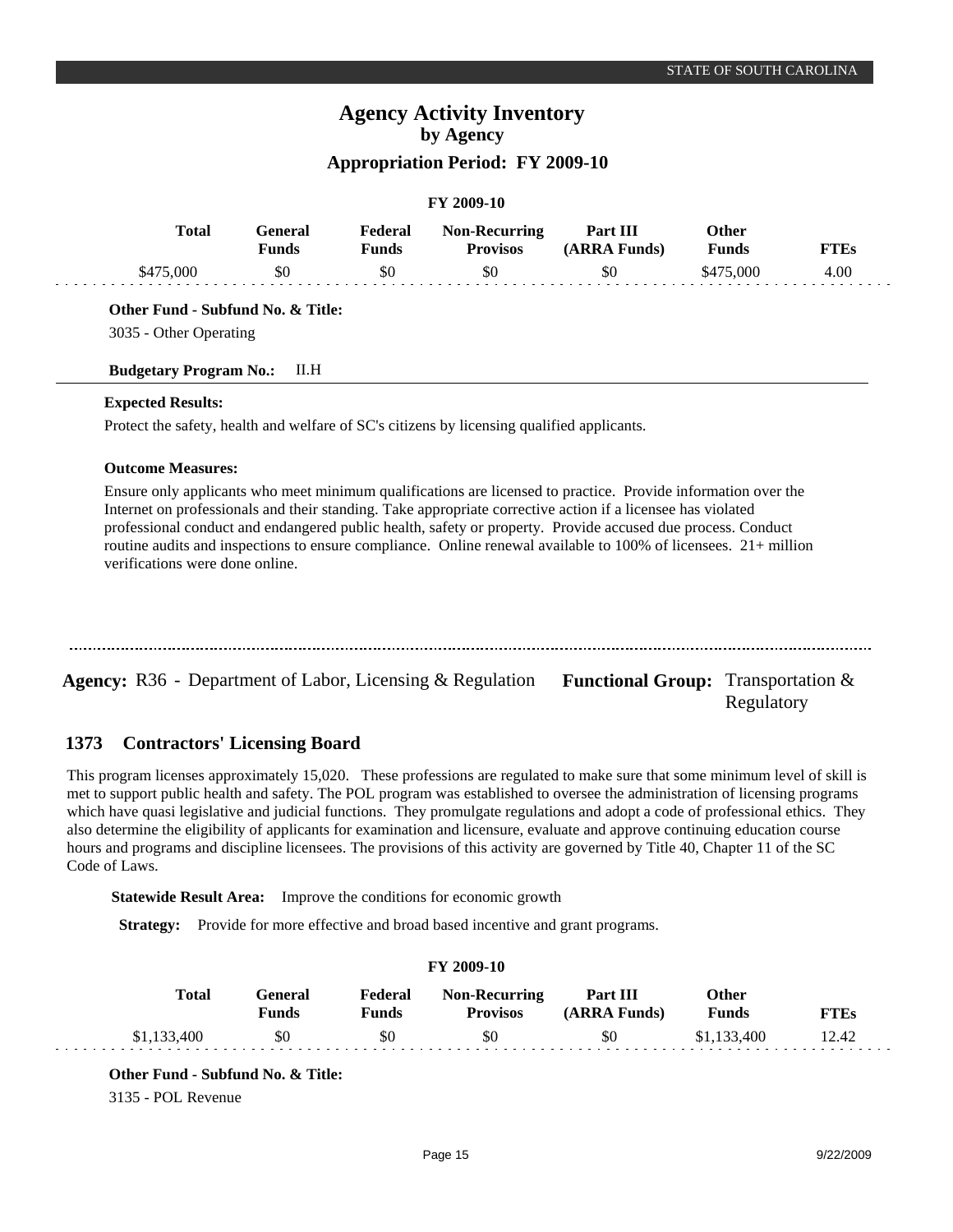**FY 2009-10**

| Total | General Funds | Federal Funds | Non-Recurring Provisos | Part III (ARRA Funds) | Other Funds | FTEs |
|---|---|---|---|---|---|---|
| $475,000 | $0 | $0 | $0 | $0 | $475,000 | 4.00 |

**Other Fund - Subfund No. & Title:**

3035 - Other Operating

**Budgetary Program No.:** II.H

**Expected Results:**

Protect the safety, health and welfare of SC's citizens by licensing qualified applicants.

**Outcome Measures:**

Ensure only applicants who meet minimum qualifications are licensed to practice. Provide information over the Internet on professionals and their standing. Take appropriate corrective action if a licensee has violated professional conduct and endangered public health, safety or property. Provide accused due process. Conduct routine audits and inspections to ensure compliance. Online renewal available to 100% of licensees. 21+ million verifications were done online.

---

**Agency:** R36 - Department of Labor, Licensing & Regulation **Functional Group:** Transportation & Regulatory

## 1373 Contractors' Licensing Board

This program licenses approximately 15,020. These professions are regulated to make sure that some minimum level of skill is met to support public health and safety. The POL program was established to oversee the administration of licensing programs which have quasi legislative and judicial functions. They promulgate regulations and adopt a code of professional ethics. They also determine the eligibility of applicants for examination and licensure, evaluate and approve continuing education course hours and programs and discipline licensees. The provisions of this activity are governed by Title 40, Chapter 11 of the SC Code of Laws.

**Statewide Result Area:** Improve the conditions for economic growth

**Strategy:** Provide for more effective and broad based incentive and grant programs.

**FY 2009-10**

| Total | General Funds | Federal Funds | Non-Recurring Provisos | Part III (ARRA Funds) | Other Funds | FTEs |
|---|---|---|---|---|---|---|
| $1,133,400 | $0 | $0 | $0 | $0 | $1,133,400 | 12.42 |

**Other Fund - Subfund No. & Title:**

3135 - POL Revenue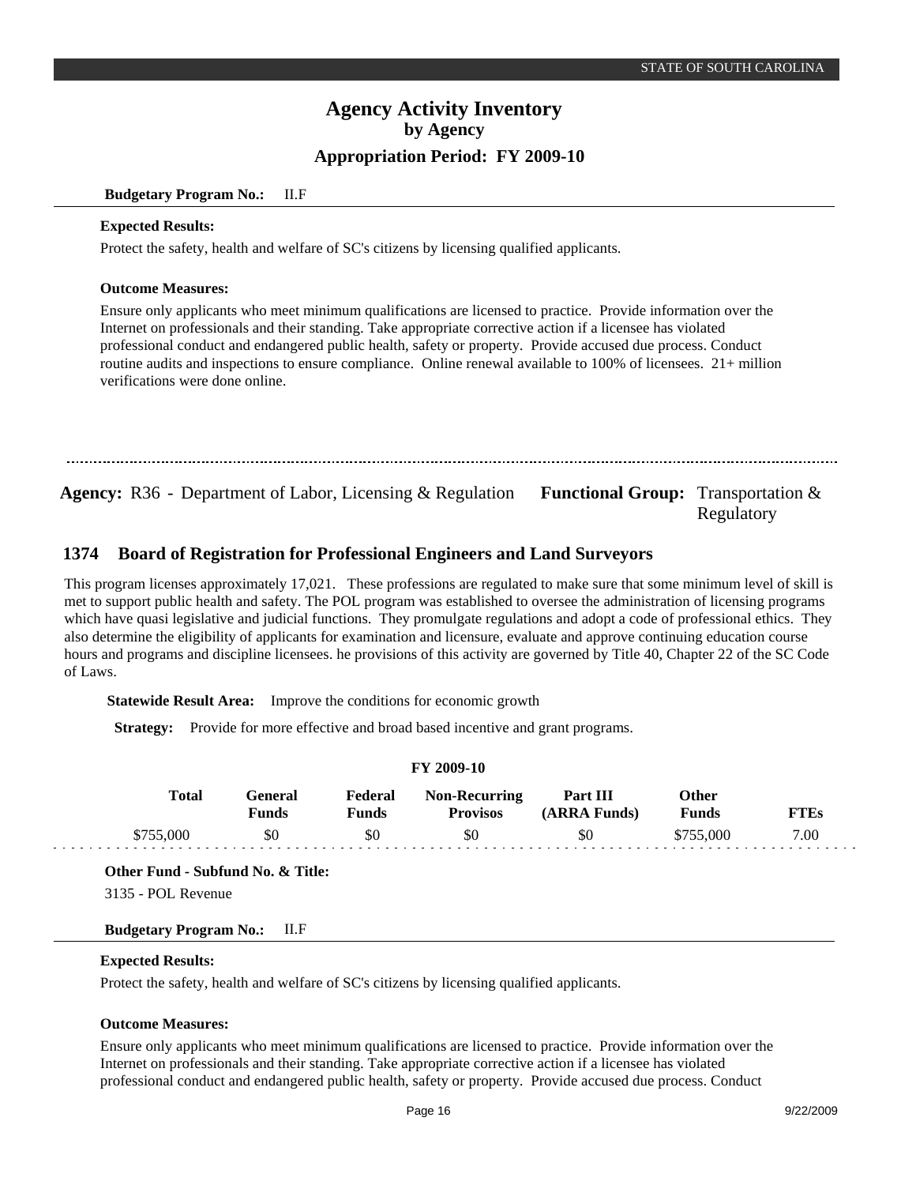**Budgetary Program No.:** II.F

**Expected Results:**

Protect the safety, health and welfare of SC's citizens by licensing qualified applicants.

**Outcome Measures:**

Ensure only applicants who meet minimum qualifications are licensed to practice. Provide information over the Internet on professionals and their standing. Take appropriate corrective action if a licensee has violated professional conduct and endangered public health, safety or property. Provide accused due process. Conduct routine audits and inspections to ensure compliance. Online renewal available to 100% of licensees. 21+ million verifications were done online.

---

**Agency:** R36 - Department of Labor, Licensing & Regulation **Functional Group:** Transportation & Regulatory

## 1374 Board of Registration for Professional Engineers and Land Surveyors

This program licenses approximately 17,021. These professions are regulated to make sure that some minimum level of skill is met to support public health and safety. The POL program was established to oversee the administration of licensing programs which have quasi legislative and judicial functions. They promulgate regulations and adopt a code of professional ethics. They also determine the eligibility of applicants for examination and licensure, evaluate and approve continuing education course hours and programs and discipline licensees. he provisions of this activity are governed by Title 40, Chapter 22 of the SC Code of Laws.

**Statewide Result Area:** Improve the conditions for economic growth

**Strategy:** Provide for more effective and broad based incentive and grant programs.

**FY 2009-10**

| Total | General Funds | Federal Funds | Non-Recurring Provisos | Part III (ARRA Funds) | Other Funds | FTEs |
|---|---|---|---|---|---|---|
| $755,000 | $0 | $0 | $0 | $0 | $755,000 | 7.00 |

**Other Fund - Subfund No. & Title:**

3135 - POL Revenue

**Budgetary Program No.:** II.F

**Expected Results:**

Protect the safety, health and welfare of SC's citizens by licensing qualified applicants.

**Outcome Measures:**

Ensure only applicants who meet minimum qualifications are licensed to practice. Provide information over the Internet on professionals and their standing. Take appropriate corrective action if a licensee has violated professional conduct and endangered public health, safety or property. Provide accused due process. Conduct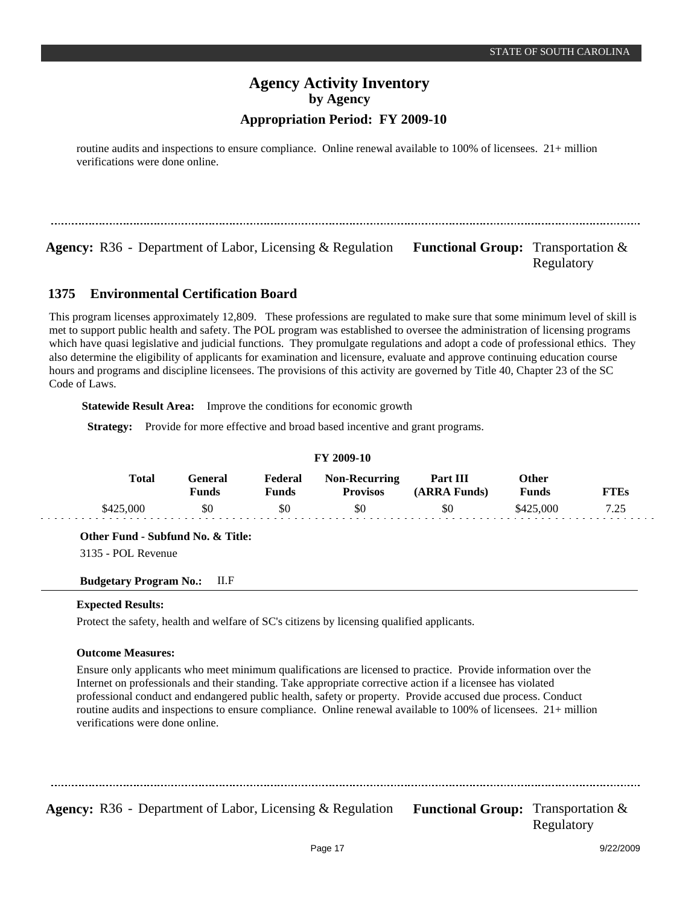routine audits and inspections to ensure compliance. Online renewal available to 100% of licensees. 21+ million verifications were done online.

---

**Agency:** R36 - Department of Labor, Licensing & Regulation **Functional Group:** Transportation & Regulatory

## 1375 Environmental Certification Board

This program licenses approximately 12,809. These professions are regulated to make sure that some minimum level of skill is met to support public health and safety. The POL program was established to oversee the administration of licensing programs which have quasi legislative and judicial functions. They promulgate regulations and adopt a code of professional ethics. They also determine the eligibility of applicants for examination and licensure, evaluate and approve continuing education course hours and programs and discipline licensees. The provisions of this activity are governed by Title 40, Chapter 23 of the SC Code of Laws.

**Statewide Result Area:** Improve the conditions for economic growth

**Strategy:** Provide for more effective and broad based incentive and grant programs.

**FY 2009-10**

| Total | General Funds | Federal Funds | Non-Recurring Provisos | Part III (ARRA Funds) | Other Funds | FTEs |
|---|---|---|---|---|---|---|
| $425,000 | $0 | $0 | $0 | $0 | $425,000 | 7.25 |

**Other Fund - Subfund No. & Title:**

3135 - POL Revenue

**Budgetary Program No.:** II.F

**Expected Results:**

Protect the safety, health and welfare of SC's citizens by licensing qualified applicants.

**Outcome Measures:**

Ensure only applicants who meet minimum qualifications are licensed to practice. Provide information over the Internet on professionals and their standing. Take appropriate corrective action if a licensee has violated professional conduct and endangered public health, safety or property. Provide accused due process. Conduct routine audits and inspections to ensure compliance. Online renewal available to 100% of licensees. 21+ million verifications were done online.

---

**Agency:** R36 - Department of Labor, Licensing & Regulation **Functional Group:** Transportation & Regulatory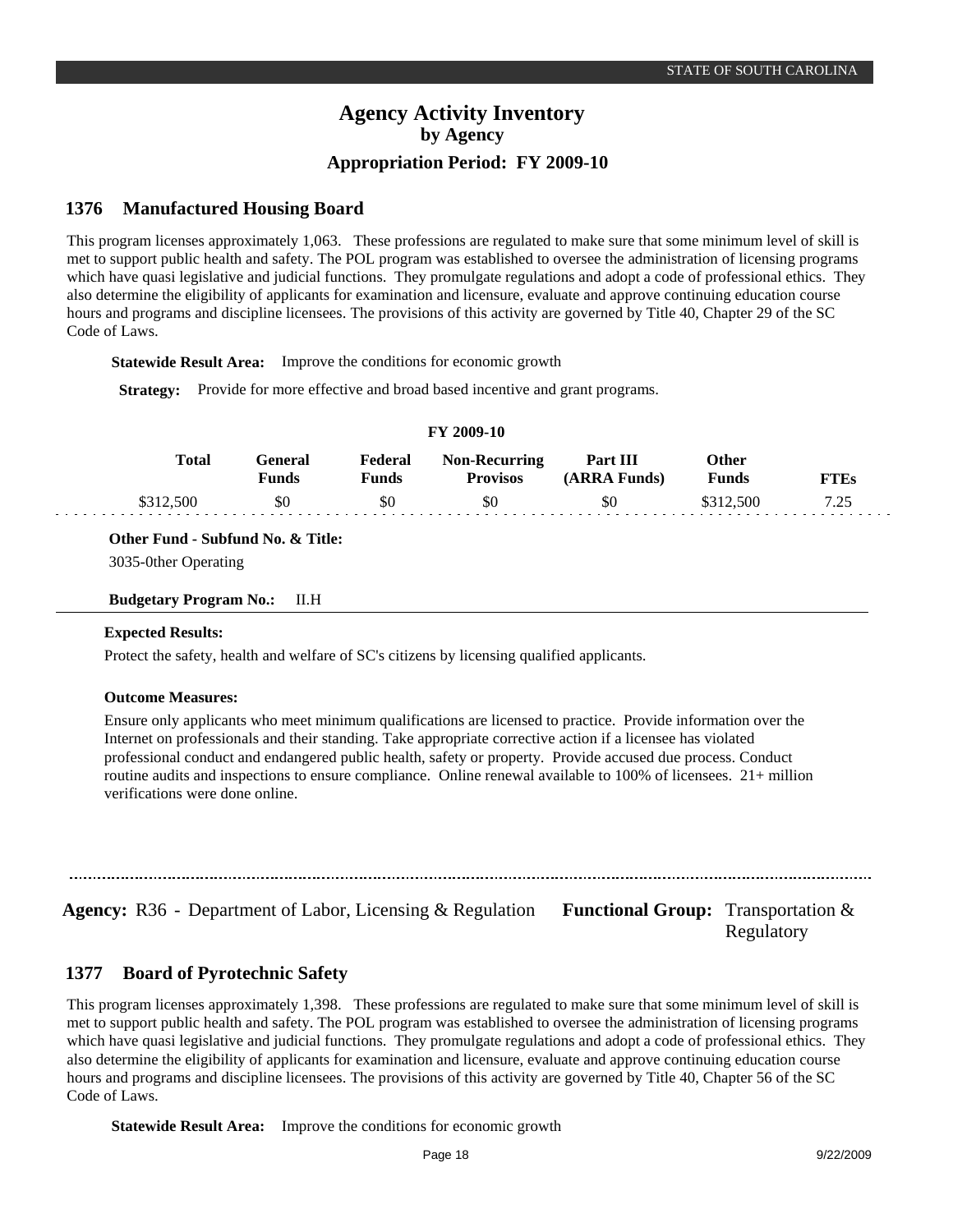# Agency Activity Inventory
## by Agency
## Appropriation Period: FY 2009-10

### 1376 Manufactured Housing Board

This program licenses approximately 1,063. These professions are regulated to make sure that some minimum level of skill is met to support public health and safety. The POL program was established to oversee the administration of licensing programs which have quasi legislative and judicial functions. They promulgate regulations and adopt a code of professional ethics. They also determine the eligibility of applicants for examination and licensure, evaluate and approve continuing education course hours and programs and discipline licensees. The provisions of this activity are governed by Title 40, Chapter 29 of the SC Code of Laws.

**Statewide Result Area:** Improve the conditions for economic growth

**Strategy:** Provide for more effective and broad based incentive and grant programs.

**FY 2009-10**

| Total | General Funds | Federal Funds | Non-Recurring Provisos | Part III (ARRA Funds) | Other Funds | FTEs |
|---|---|---|---|---|---|---|
| $312,500 | $0 | $0 | $0 | $0 | $312,500 | 7.25 |

**Other Fund - Subfund No. & Title:**

3035-0ther Operating

**Budgetary Program No.:** II.H

**Expected Results:**

Protect the safety, health and welfare of SC's citizens by licensing qualified applicants.

**Outcome Measures:**

Ensure only applicants who meet minimum qualifications are licensed to practice. Provide information over the Internet on professionals and their standing. Take appropriate corrective action if a licensee has violated professional conduct and endangered public health, safety or property. Provide accused due process. Conduct routine audits and inspections to ensure compliance. Online renewal available to 100% of licensees. 21+ million verifications were done online.

---

**Agency:** R36 - Department of Labor, Licensing & Regulation **Functional Group:** Transportation & Regulatory

### 1377 Board of Pyrotechnic Safety

This program licenses approximately 1,398. These professions are regulated to make sure that some minimum level of skill is met to support public health and safety. The POL program was established to oversee the administration of licensing programs which have quasi legislative and judicial functions. They promulgate regulations and adopt a code of professional ethics. They also determine the eligibility of applicants for examination and licensure, evaluate and approve continuing education course hours and programs and discipline licensees. The provisions of this activity are governed by Title 40, Chapter 56 of the SC Code of Laws.

**Statewide Result Area:** Improve the conditions for economic growth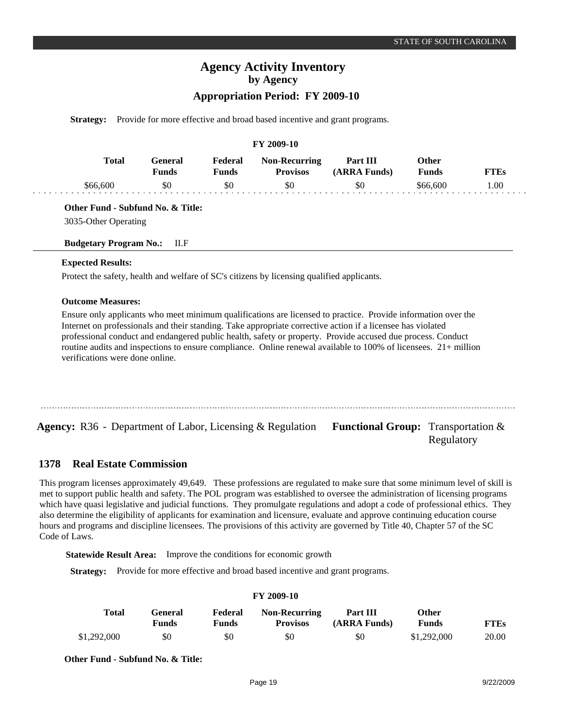**Strategy:** Provide for more effective and broad based incentive and grant programs.

| FY 2009-10 | | | | | | |
|---|---|---|---|---|---|---|
| **Total** | **General Funds** | **Federal Funds** | **Non-Recurring Provisos** | **Part III (ARRA Funds)** | **Other Funds** | **FTEs** |
| $66,600 | $0 | $0 | $0 | $0 | $66,600 | 1.00 |

**Other Fund - Subfund No. & Title:**

3035-Other Operating

**Budgetary Program No.:** II.F

**Expected Results:**

Protect the safety, health and welfare of SC's citizens by licensing qualified applicants.

**Outcome Measures:**

Ensure only applicants who meet minimum qualifications are licensed to practice. Provide information over the Internet on professionals and their standing. Take appropriate corrective action if a licensee has violated professional conduct and endangered public health, safety or property. Provide accused due process. Conduct routine audits and inspections to ensure compliance. Online renewal available to 100% of licensees. 21+ million verifications were done online.

---

**Agency:** R36 - Department of Labor, Licensing & Regulation **Functional Group:** Transportation & Regulatory

## 1378 Real Estate Commission

This program licenses approximately 49,649. These professions are regulated to make sure that some minimum level of skill is met to support public health and safety. The POL program was established to oversee the administration of licensing programs which have quasi legislative and judicial functions. They promulgate regulations and adopt a code of professional ethics. They also determine the eligibility of applicants for examination and licensure, evaluate and approve continuing education course hours and programs and discipline licensees. The provisions of this activity are governed by Title 40, Chapter 57 of the SC Code of Laws.

**Statewide Result Area:** Improve the conditions for economic growth

**Strategy:** Provide for more effective and broad based incentive and grant programs.

| FY 2009-10 | | | | | | |
|---|---|---|---|---|---|---|
| **Total** | **General Funds** | **Federal Funds** | **Non-Recurring Provisos** | **Part III (ARRA Funds)** | **Other Funds** | **FTEs** |
| $1,292,000 | $0 | $0 | $0 | $0 | $1,292,000 | 20.00 |

**Other Fund - Subfund No. & Title:**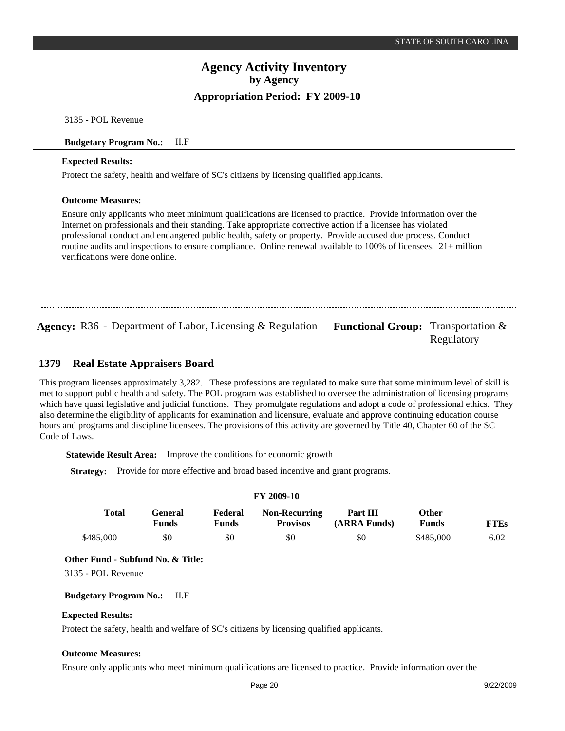3135 - POL Revenue

**Budgetary Program No.:** II.F

**Expected Results:**

Protect the safety, health and welfare of SC's citizens by licensing qualified applicants.

**Outcome Measures:**

Ensure only applicants who meet minimum qualifications are licensed to practice. Provide information over the Internet on professionals and their standing. Take appropriate corrective action if a licensee has violated professional conduct and endangered public health, safety or property. Provide accused due process. Conduct routine audits and inspections to ensure compliance. Online renewal available to 100% of licensees. 21+ million verifications were done online.

---

**Agency:** R36 - Department of Labor, Licensing & Regulation **Functional Group:** Transportation & Regulatory

## 1379 Real Estate Appraisers Board

This program licenses approximately 3,282. These professions are regulated to make sure that some minimum level of skill is met to support public health and safety. The POL program was established to oversee the administration of licensing programs which have quasi legislative and judicial functions. They promulgate regulations and adopt a code of professional ethics. They also determine the eligibility of applicants for examination and licensure, evaluate and approve continuing education course hours and programs and discipline licensees. The provisions of this activity are governed by Title 40, Chapter 60 of the SC Code of Laws.

**Statewide Result Area:** Improve the conditions for economic growth

**Strategy:** Provide for more effective and broad based incentive and grant programs.

**FY 2009-10**

| Total | General Funds | Federal Funds | Non-Recurring Provisos | Part III (ARRA Funds) | Other Funds | FTEs |
|---|---|---|---|---|---|---|
| $485,000 | $0 | $0 | $0 | $0 | $485,000 | 6.02 |

**Other Fund - Subfund No. & Title:**

3135 - POL Revenue

**Budgetary Program No.:** II.F

**Expected Results:**

Protect the safety, health and welfare of SC's citizens by licensing qualified applicants.

**Outcome Measures:**

Ensure only applicants who meet minimum qualifications are licensed to practice. Provide information over the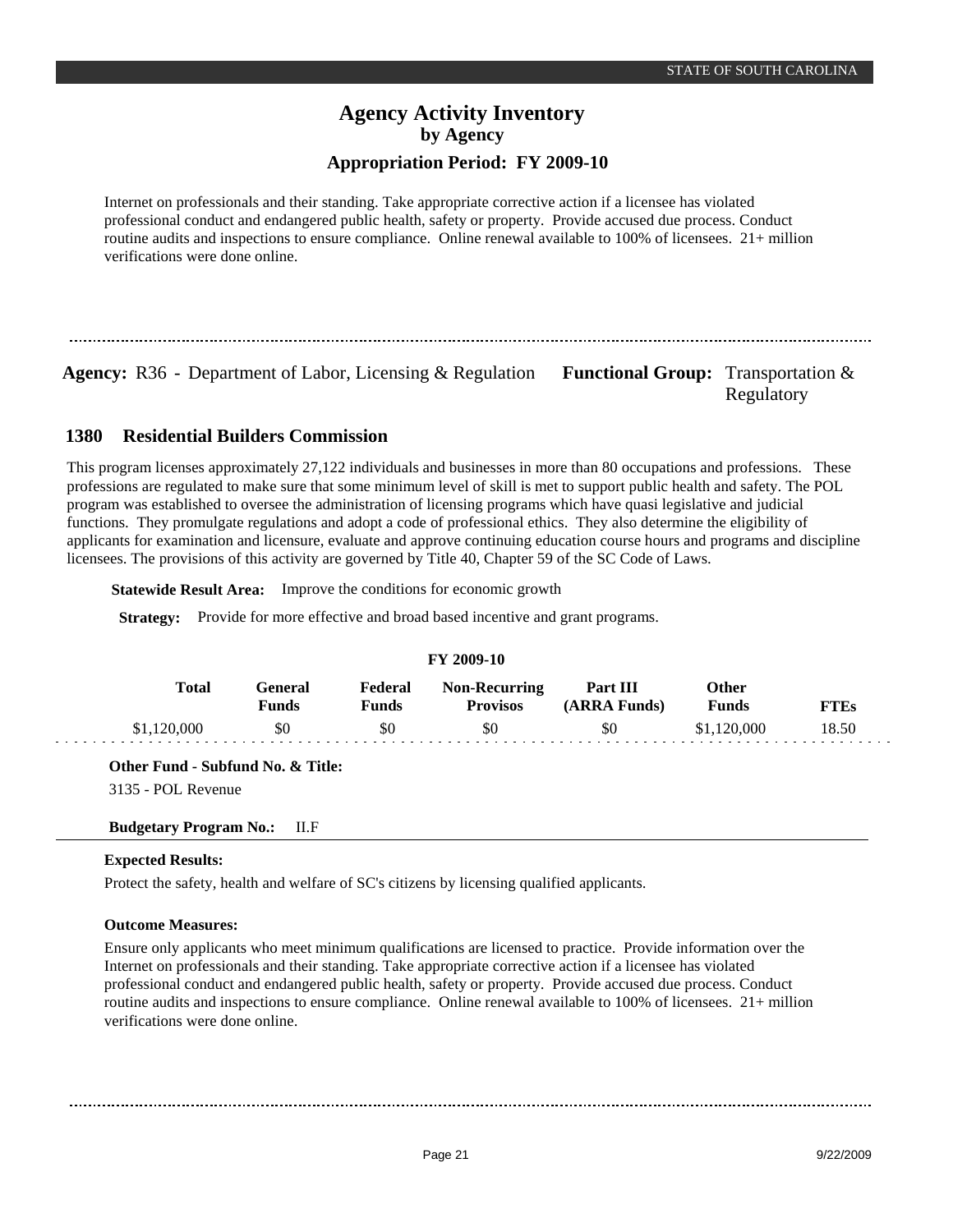# Agency Activity Inventory
## by Agency
### Appropriation Period: FY 2009-10

Internet on professionals and their standing. Take appropriate corrective action if a licensee has violated professional conduct and endangered public health, safety or property. Provide accused due process. Conduct routine audits and inspections to ensure compliance. Online renewal available to 100% of licensees. 21+ million verifications were done online.

---

**Agency:** R36 - Department of Labor, Licensing & Regulation **Functional Group:** Transportation & Regulatory

## 1380 Residential Builders Commission

This program licenses approximately 27,122 individuals and businesses in more than 80 occupations and professions. These professions are regulated to make sure that some minimum level of skill is met to support public health and safety. The POL program was established to oversee the administration of licensing programs which have quasi legislative and judicial functions. They promulgate regulations and adopt a code of professional ethics. They also determine the eligibility of applicants for examination and licensure, evaluate and approve continuing education course hours and programs and discipline licensees. The provisions of this activity are governed by Title 40, Chapter 59 of the SC Code of Laws.

**Statewide Result Area:** Improve the conditions for economic growth

**Strategy:** Provide for more effective and broad based incentive and grant programs.

**FY 2009-10**

| Total | General Funds | Federal Funds | Non-Recurring Provisos | Part III (ARRA Funds) | Other Funds | FTEs |
|---|---|---|---|---|---|---|
| $1,120,000 | $0 | $0 | $0 | $0 | $1,120,000 | 18.50 |

**Other Fund - Subfund No. & Title:**

3135 - POL Revenue

**Budgetary Program No.:** II.F

**Expected Results:**

Protect the safety, health and welfare of SC's citizens by licensing qualified applicants.

**Outcome Measures:**

Ensure only applicants who meet minimum qualifications are licensed to practice. Provide information over the Internet on professionals and their standing. Take appropriate corrective action if a licensee has violated professional conduct and endangered public health, safety or property. Provide accused due process. Conduct routine audits and inspections to ensure compliance. Online renewal available to 100% of licensees. 21+ million verifications were done online.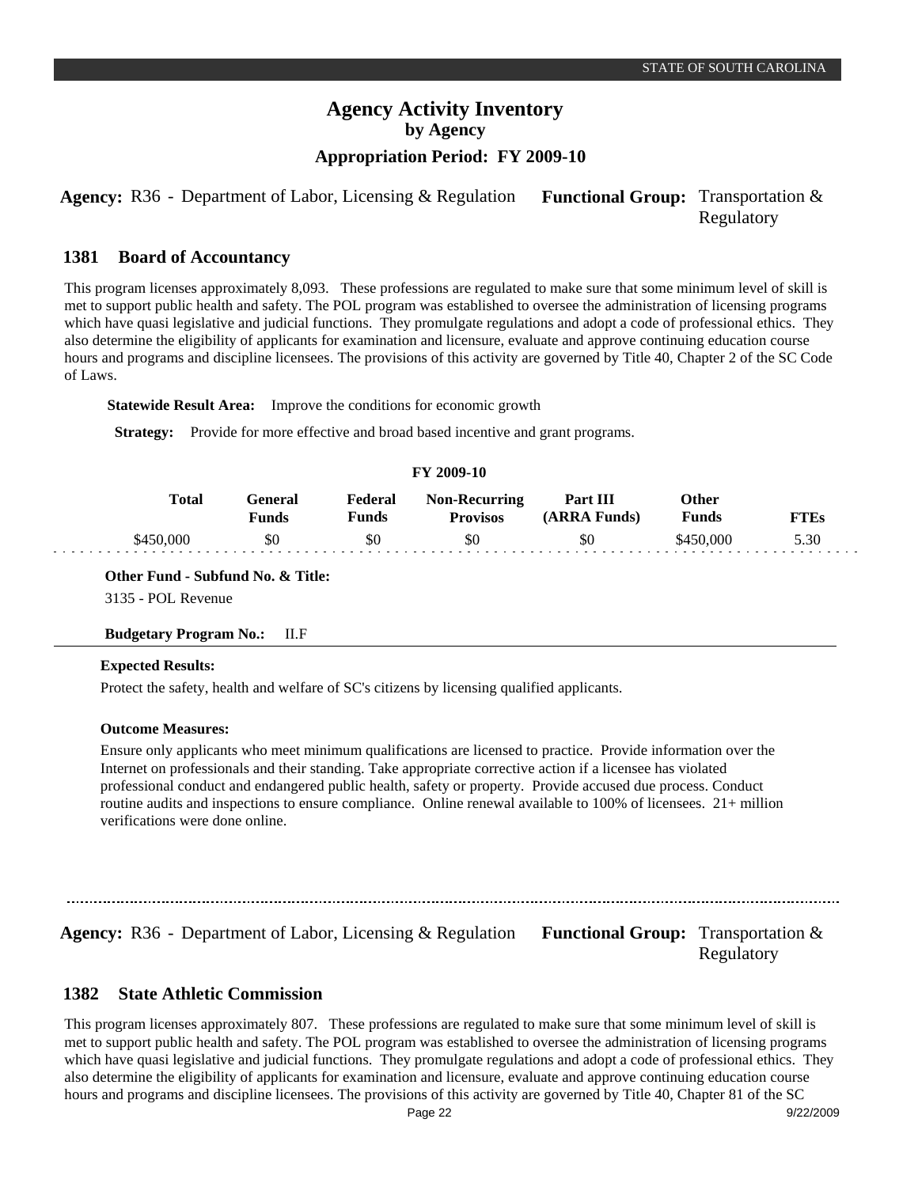# Agency Activity Inventory

## by Agency

### Appropriation Period: FY 2009-10

**Agency:** R36 - Department of Labor, Licensing & Regulation **Functional Group:** Transportation & Regulatory

### 1381 Board of Accountancy

This program licenses approximately 8,093. These professions are regulated to make sure that some minimum level of skill is met to support public health and safety. The POL program was established to oversee the administration of licensing programs which have quasi legislative and judicial functions. They promulgate regulations and adopt a code of professional ethics. They also determine the eligibility of applicants for examination and licensure, evaluate and approve continuing education course hours and programs and discipline licensees. The provisions of this activity are governed by Title 40, Chapter 2 of the SC Code of Laws.

**Statewide Result Area:** Improve the conditions for economic growth

**Strategy:** Provide for more effective and broad based incentive and grant programs.

FY 2009-10

| Total | General Funds | Federal Funds | Non-Recurring Provisos | Part III (ARRA Funds) | Other Funds | FTEs |
|---|---|---|---|---|---|---|
| $450,000 | $0 | $0 | $0 | $0 | $450,000 | 5.30 |

**Other Fund - Subfund No. & Title:**

3135 - POL Revenue

**Budgetary Program No.:** II.F

**Expected Results:**

Protect the safety, health and welfare of SC's citizens by licensing qualified applicants.

**Outcome Measures:**

Ensure only applicants who meet minimum qualifications are licensed to practice. Provide information over the Internet on professionals and their standing. Take appropriate corrective action if a licensee has violated professional conduct and endangered public health, safety or property. Provide accused due process. Conduct routine audits and inspections to ensure compliance. Online renewal available to 100% of licensees. 21+ million verifications were done online.

---

**Agency:** R36 - Department of Labor, Licensing & Regulation **Functional Group:** Transportation & Regulatory

### 1382 State Athletic Commission

This program licenses approximately 807. These professions are regulated to make sure that some minimum level of skill is met to support public health and safety. The POL program was established to oversee the administration of licensing programs which have quasi legislative and judicial functions. They promulgate regulations and adopt a code of professional ethics. They also determine the eligibility of applicants for examination and licensure, evaluate and approve continuing education course hours and programs and discipline licensees. The provisions of this activity are governed by Title 40, Chapter 81 of the SC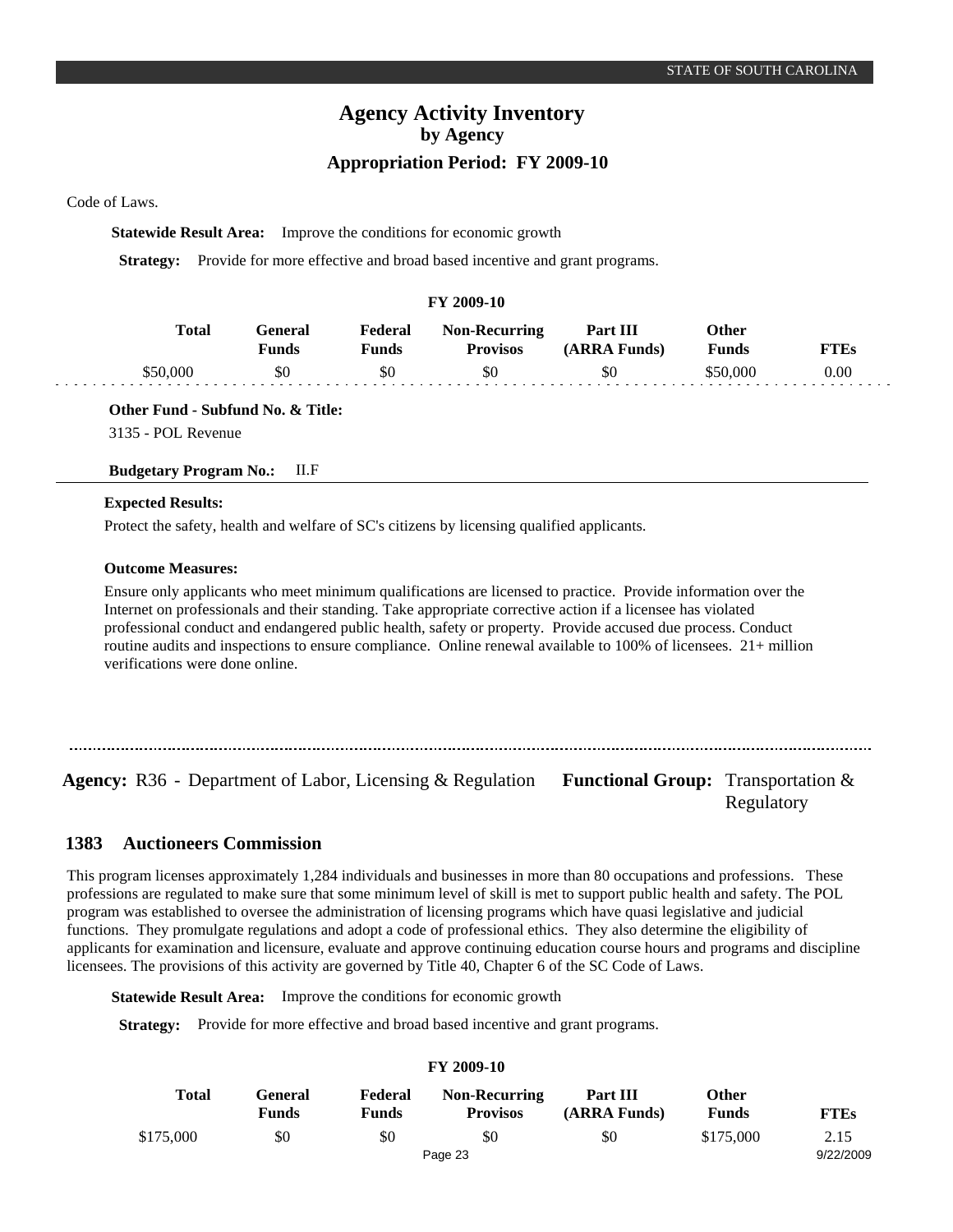Code of Laws.

**Statewide Result Area:** Improve the conditions for economic growth

**Strategy:** Provide for more effective and broad based incentive and grant programs.

**FY 2009-10**

| Total | General Funds | Federal Funds | Non-Recurring Provisos | Part III (ARRA Funds) | Other Funds | FTEs |
|---|---|---|---|---|---|---|
| $50,000 | $0 | $0 | $0 | $0 | $50,000 | 0.00 |

**Other Fund - Subfund No. & Title:**

3135 - POL Revenue

**Budgetary Program No.:** II.F

**Expected Results:**

Protect the safety, health and welfare of SC's citizens by licensing qualified applicants.

**Outcome Measures:**

Ensure only applicants who meet minimum qualifications are licensed to practice. Provide information over the Internet on professionals and their standing. Take appropriate corrective action if a licensee has violated professional conduct and endangered public health, safety or property. Provide accused due process. Conduct routine audits and inspections to ensure compliance. Online renewal available to 100% of licensees. 21+ million verifications were done online.

**Agency:** R36 - Department of Labor, Licensing & Regulation **Functional Group:** Transportation & Regulatory

## 1383 Auctioneers Commission

This program licenses approximately 1,284 individuals and businesses in more than 80 occupations and professions. These professions are regulated to make sure that some minimum level of skill is met to support public health and safety. The POL program was established to oversee the administration of licensing programs which have quasi legislative and judicial functions. They promulgate regulations and adopt a code of professional ethics. They also determine the eligibility of applicants for examination and licensure, evaluate and approve continuing education course hours and programs and discipline licensees. The provisions of this activity are governed by Title 40, Chapter 6 of the SC Code of Laws.

**Statewide Result Area:** Improve the conditions for economic growth

**Strategy:** Provide for more effective and broad based incentive and grant programs.

**FY 2009-10**

| Total | General Funds | Federal Funds | Non-Recurring Provisos | Part III (ARRA Funds) | Other Funds | FTEs |
|---|---|---|---|---|---|---|
| $175,000 | $0 | $0 | $0 | $0 | $175,000 | 2.15 |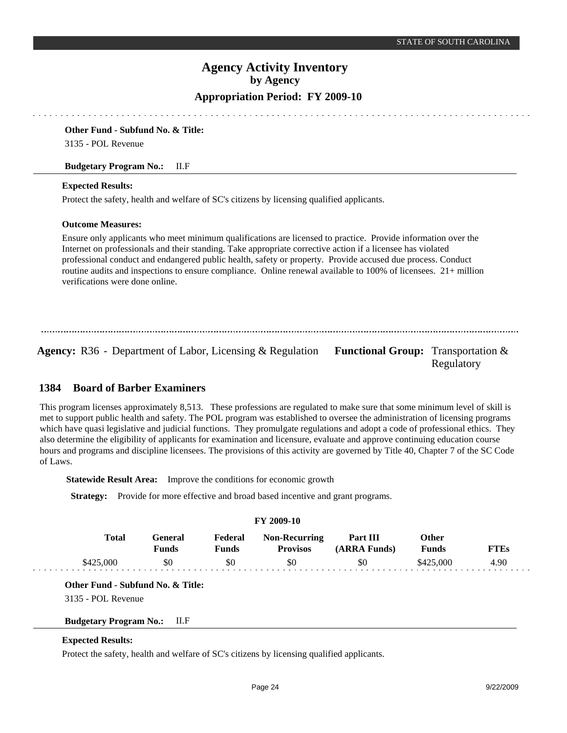**Other Fund - Subfund No. & Title:**

3135 - POL Revenue

**Budgetary Program No.:** II.F

**Expected Results:**

Protect the safety, health and welfare of SC's citizens by licensing qualified applicants.

**Outcome Measures:**

Ensure only applicants who meet minimum qualifications are licensed to practice. Provide information over the Internet on professionals and their standing. Take appropriate corrective action if a licensee has violated professional conduct and endangered public health, safety or property. Provide accused due process. Conduct routine audits and inspections to ensure compliance. Online renewal available to 100% of licensees. 21+ million verifications were done online.

---

**Agency:** R36 - Department of Labor, Licensing & Regulation **Functional Group:** Transportation & Regulatory

## 1384 Board of Barber Examiners

This program licenses approximately 8,513. These professions are regulated to make sure that some minimum level of skill is met to support public health and safety. The POL program was established to oversee the administration of licensing programs which have quasi legislative and judicial functions. They promulgate regulations and adopt a code of professional ethics. They also determine the eligibility of applicants for examination and licensure, evaluate and approve continuing education course hours and programs and discipline licensees. The provisions of this activity are governed by Title 40, Chapter 7 of the SC Code of Laws.

**Statewide Result Area:** Improve the conditions for economic growth

**Strategy:** Provide for more effective and broad based incentive and grant programs.

**FY 2009-10**

| Total | General Funds | Federal Funds | Non-Recurring Provisos | Part III (ARRA Funds) | Other Funds | FTEs |
|---|---|---|---|---|---|---|
| $425,000 | $0 | $0 | $0 | $0 | $425,000 | 4.90 |

**Other Fund - Subfund No. & Title:**

3135 - POL Revenue

**Budgetary Program No.:** II.F

**Expected Results:**

Protect the safety, health and welfare of SC's citizens by licensing qualified applicants.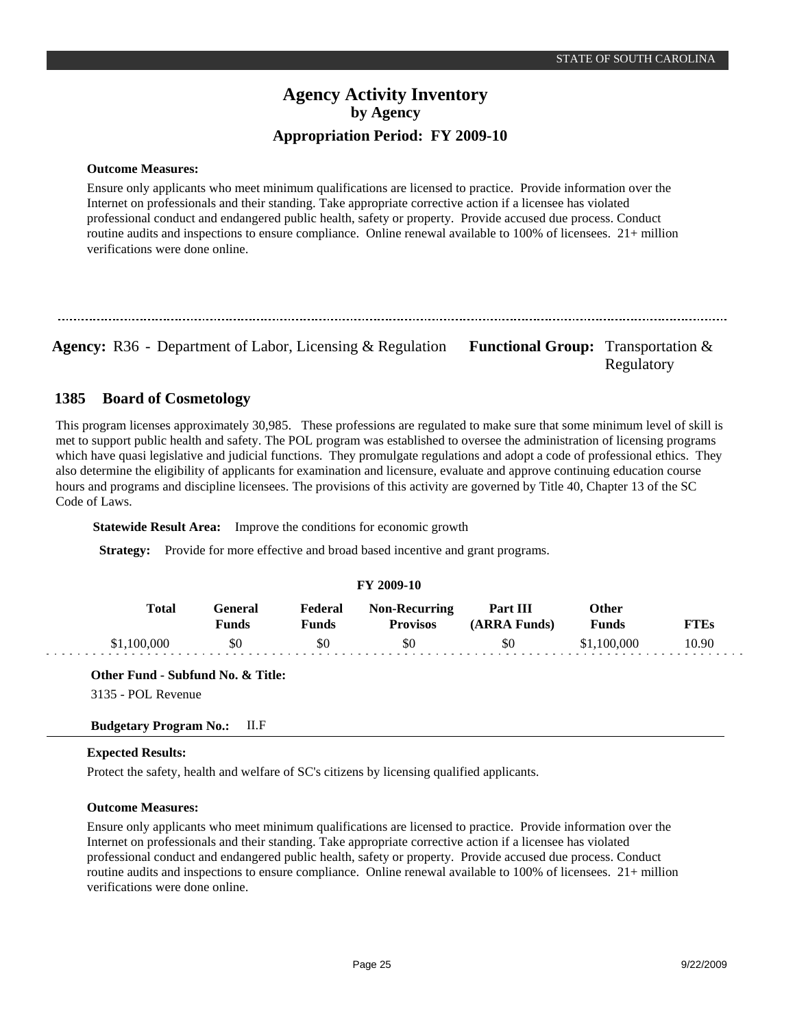**Outcome Measures:**

Ensure only applicants who meet minimum qualifications are licensed to practice. Provide information over the Internet on professionals and their standing. Take appropriate corrective action if a licensee has violated professional conduct and endangered public health, safety or property. Provide accused due process. Conduct routine audits and inspections to ensure compliance. Online renewal available to 100% of licensees. 21+ million verifications were done online.

---

**Agency:** R36 - Department of Labor, Licensing & Regulation **Functional Group:** Transportation & Regulatory

## 1385 Board of Cosmetology

This program licenses approximately 30,985. These professions are regulated to make sure that some minimum level of skill is met to support public health and safety. The POL program was established to oversee the administration of licensing programs which have quasi legislative and judicial functions. They promulgate regulations and adopt a code of professional ethics. They also determine the eligibility of applicants for examination and licensure, evaluate and approve continuing education course hours and programs and discipline licensees. The provisions of this activity are governed by Title 40, Chapter 13 of the SC Code of Laws.

**Statewide Result Area:** Improve the conditions for economic growth

**Strategy:** Provide for more effective and broad based incentive and grant programs.

**FY 2009-10**

| Total | General Funds | Federal Funds | Non-Recurring Provisos | Part III (ARRA Funds) | Other Funds | FTEs |
|---|---|---|---|---|---|---|
| $1,100,000 | $0 | $0 | $0 | $0 | $1,100,000 | 10.90 |

**Other Fund - Subfund No. & Title:**

3135 - POL Revenue

**Budgetary Program No.:** II.F

**Expected Results:**

Protect the safety, health and welfare of SC's citizens by licensing qualified applicants.

**Outcome Measures:**

Ensure only applicants who meet minimum qualifications are licensed to practice. Provide information over the Internet on professionals and their standing. Take appropriate corrective action if a licensee has violated professional conduct and endangered public health, safety or property. Provide accused due process. Conduct routine audits and inspections to ensure compliance. Online renewal available to 100% of licensees. 21+ million verifications were done online.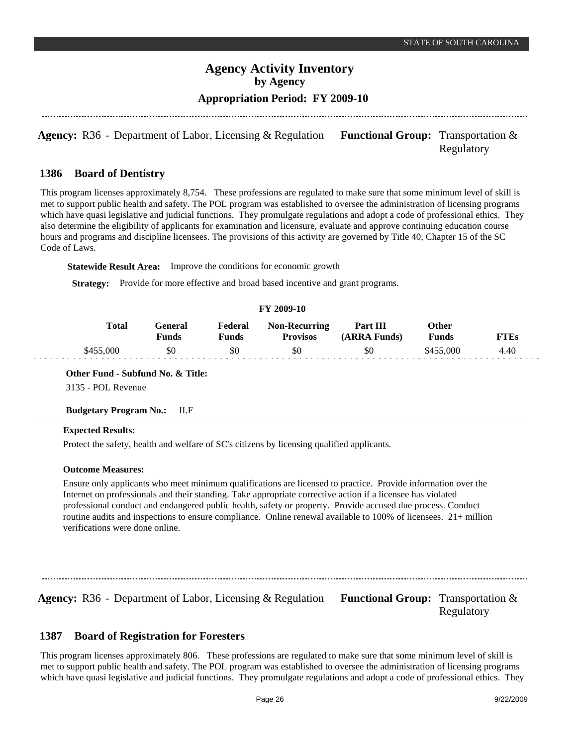**Agency:** R36 - Department of Labor, Licensing & Regulation **Functional Group:** Transportation & Regulatory

## 1386 Board of Dentistry

This program licenses approximately 8,754. These professions are regulated to make sure that some minimum level of skill is met to support public health and safety. The POL program was established to oversee the administration of licensing programs which have quasi legislative and judicial functions. They promulgate regulations and adopt a code of professional ethics. They also determine the eligibility of applicants for examination and licensure, evaluate and approve continuing education course hours and programs and discipline licensees. The provisions of this activity are governed by Title 40, Chapter 15 of the SC Code of Laws.

**Statewide Result Area:** Improve the conditions for economic growth

**Strategy:** Provide for more effective and broad based incentive and grant programs.

**FY 2009-10**

| Total | General Funds | Federal Funds | Non-Recurring Provisos | Part III (ARRA Funds) | Other Funds | FTEs |
|---|---|---|---|---|---|---|
| $455,000 | $0 | $0 | $0 | $0 | $455,000 | 4.40 |

**Other Fund - Subfund No. & Title:**

3135 - POL Revenue

**Budgetary Program No.:** II.F

**Expected Results:**

Protect the safety, health and welfare of SC's citizens by licensing qualified applicants.

**Outcome Measures:**

Ensure only applicants who meet minimum qualifications are licensed to practice. Provide information over the Internet on professionals and their standing. Take appropriate corrective action if a licensee has violated professional conduct and endangered public health, safety or property. Provide accused due process. Conduct routine audits and inspections to ensure compliance. Online renewal available to 100% of licensees. 21+ million verifications were done online.

---

**Agency:** R36 - Department of Labor, Licensing & Regulation **Functional Group:** Transportation & Regulatory

## 1387 Board of Registration for Foresters

This program licenses approximately 806. These professions are regulated to make sure that some minimum level of skill is met to support public health and safety. The POL program was established to oversee the administration of licensing programs which have quasi legislative and judicial functions. They promulgate regulations and adopt a code of professional ethics. They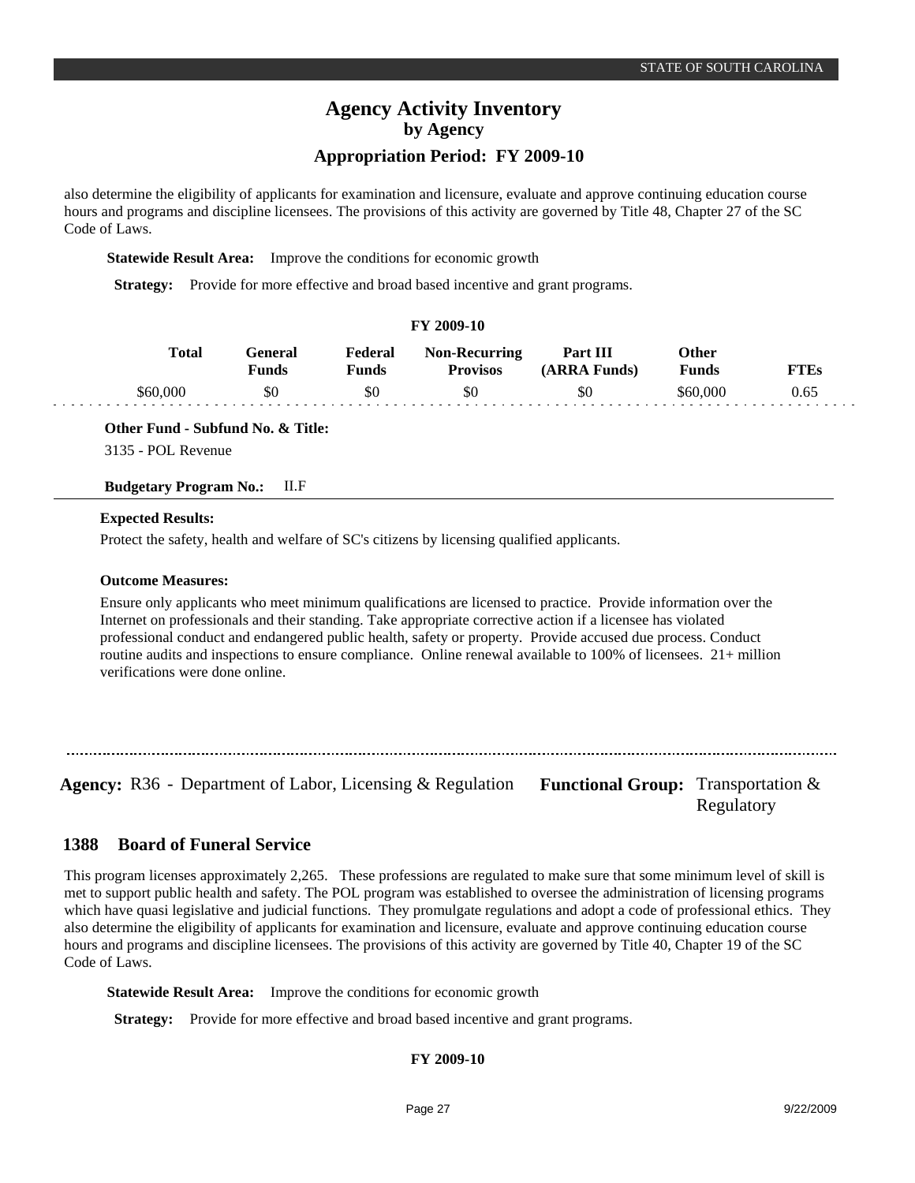also determine the eligibility of applicants for examination and licensure, evaluate and approve continuing education course hours and programs and discipline licensees. The provisions of this activity are governed by Title 48, Chapter 27 of the SC Code of Laws.

**Statewide Result Area:** Improve the conditions for economic growth

**Strategy:** Provide for more effective and broad based incentive and grant programs.

**FY 2009-10**

| Total | General Funds | Federal Funds | Non-Recurring Provisos | Part III (ARRA Funds) | Other Funds | FTEs |
|---|---|---|---|---|---|---|
| $60,000 | $0 | $0 | $0 | $0 | $60,000 | 0.65 |

**Other Fund - Subfund No. & Title:**

3135 - POL Revenue

**Budgetary Program No.:** II.F

**Expected Results:**

Protect the safety, health and welfare of SC's citizens by licensing qualified applicants.

**Outcome Measures:**

Ensure only applicants who meet minimum qualifications are licensed to practice. Provide information over the Internet on professionals and their standing. Take appropriate corrective action if a licensee has violated professional conduct and endangered public health, safety or property. Provide accused due process. Conduct routine audits and inspections to ensure compliance. Online renewal available to 100% of licensees. 21+ million verifications were done online.

---

**Agency:** R36 - Department of Labor, Licensing & Regulation **Functional Group:** Transportation & Regulatory

## 1388 Board of Funeral Service

This program licenses approximately 2,265. These professions are regulated to make sure that some minimum level of skill is met to support public health and safety. The POL program was established to oversee the administration of licensing programs which have quasi legislative and judicial functions. They promulgate regulations and adopt a code of professional ethics. They also determine the eligibility of applicants for examination and licensure, evaluate and approve continuing education course hours and programs and discipline licensees. The provisions of this activity are governed by Title 40, Chapter 19 of the SC Code of Laws.

**Statewide Result Area:** Improve the conditions for economic growth

**Strategy:** Provide for more effective and broad based incentive and grant programs.

**FY 2009-10**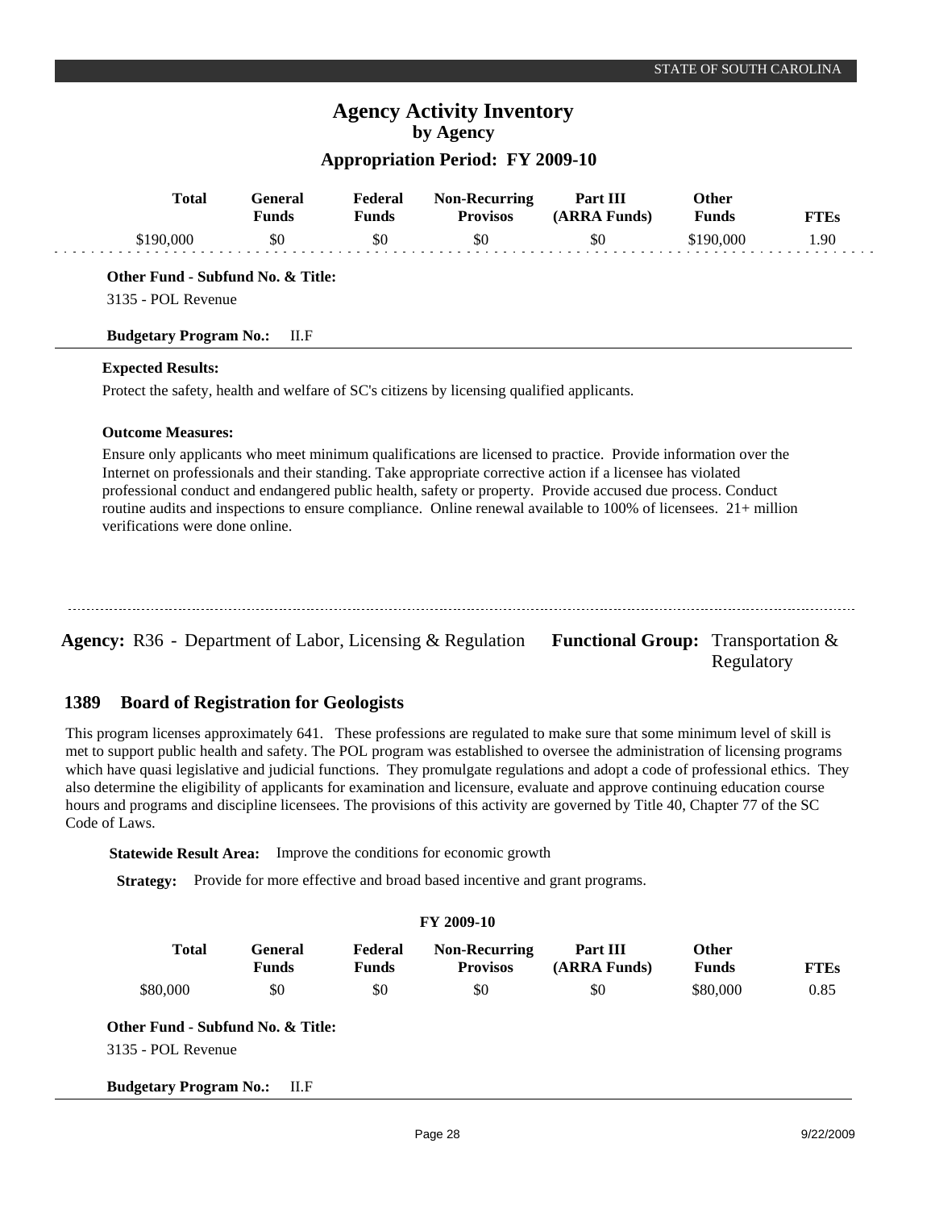| Total | General Funds | Federal Funds | Non-Recurring Provisos | Part III (ARRA Funds) | Other Funds | FTEs |
|---|---|---|---|---|---|---|
| $190,000 | $0 | $0 | $0 | $0 | $190,000 | 1.90 |

**Other Fund - Subfund No. & Title:**

3135 - POL Revenue

**Budgetary Program No.:** II.F

**Expected Results:**

Protect the safety, health and welfare of SC's citizens by licensing qualified applicants.

**Outcome Measures:**

Ensure only applicants who meet minimum qualifications are licensed to practice. Provide information over the Internet on professionals and their standing. Take appropriate corrective action if a licensee has violated professional conduct and endangered public health, safety or property. Provide accused due process. Conduct routine audits and inspections to ensure compliance. Online renewal available to 100% of licensees. 21+ million verifications were done online.

---

**Agency:** R36 - Department of Labor, Licensing & Regulation **Functional Group:** Transportation & Regulatory

## 1389 Board of Registration for Geologists

This program licenses approximately 641. These professions are regulated to make sure that some minimum level of skill is met to support public health and safety. The POL program was established to oversee the administration of licensing programs which have quasi legislative and judicial functions. They promulgate regulations and adopt a code of professional ethics. They also determine the eligibility of applicants for examination and licensure, evaluate and approve continuing education course hours and programs and discipline licensees. The provisions of this activity are governed by Title 40, Chapter 77 of the SC Code of Laws.

**Statewide Result Area:** Improve the conditions for economic growth

**Strategy:** Provide for more effective and broad based incentive and grant programs.

**FY 2009-10**

| Total | General Funds | Federal Funds | Non-Recurring Provisos | Part III (ARRA Funds) | Other Funds | FTEs |
|---|---|---|---|---|---|---|
| $80,000 | $0 | $0 | $0 | $0 | $80,000 | 0.85 |

**Other Fund - Subfund No. & Title:**

3135 - POL Revenue

**Budgetary Program No.:** II.F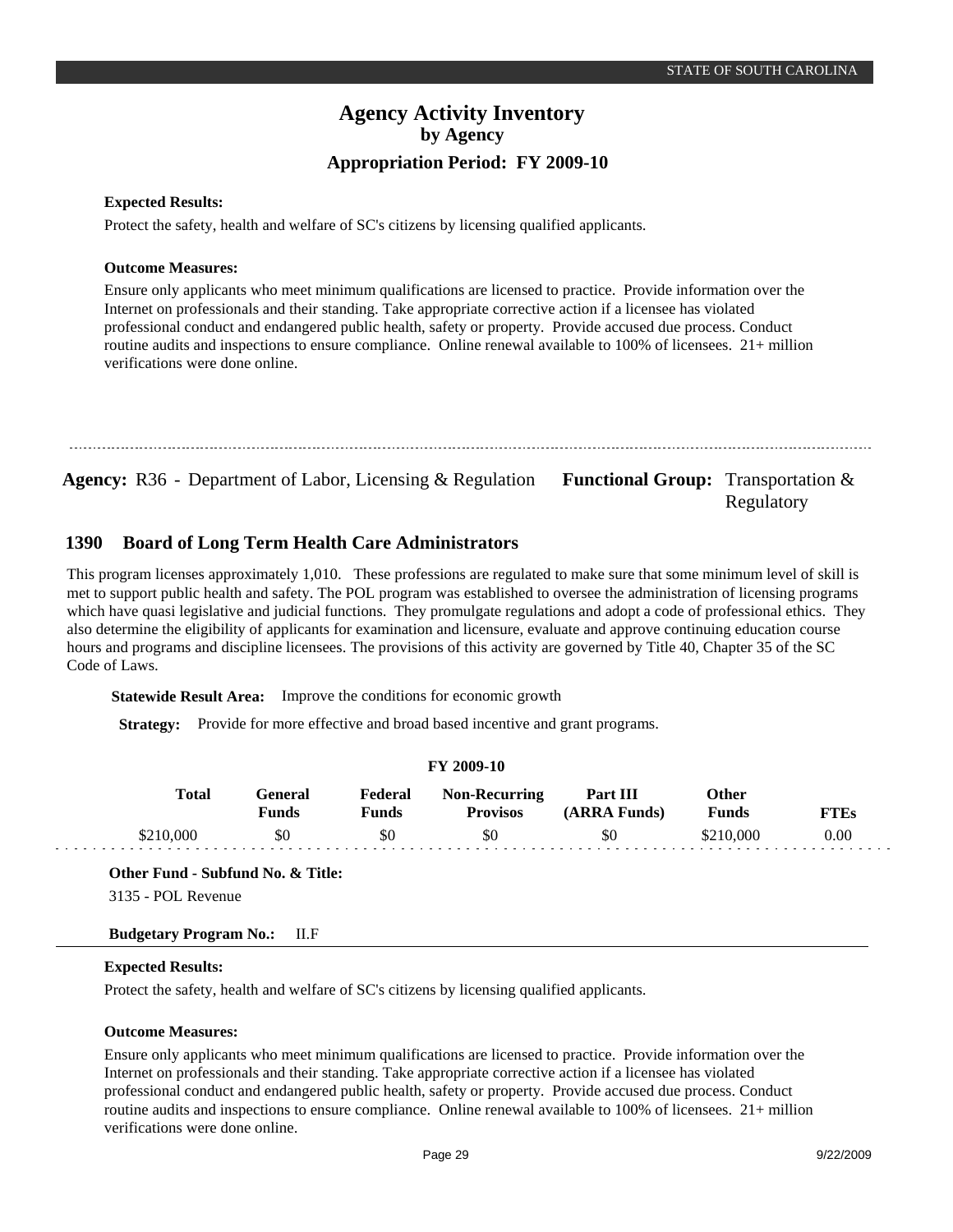**Expected Results:**

Protect the safety, health and welfare of SC's citizens by licensing qualified applicants.

**Outcome Measures:**

Ensure only applicants who meet minimum qualifications are licensed to practice. Provide information over the Internet on professionals and their standing. Take appropriate corrective action if a licensee has violated professional conduct and endangered public health, safety or property. Provide accused due process. Conduct routine audits and inspections to ensure compliance. Online renewal available to 100% of licensees. 21+ million verifications were done online.

---

**Agency:** R36 - Department of Labor, Licensing & Regulation **Functional Group:** Transportation & Regulatory

## 1390 Board of Long Term Health Care Administrators

This program licenses approximately 1,010. These professions are regulated to make sure that some minimum level of skill is met to support public health and safety. The POL program was established to oversee the administration of licensing programs which have quasi legislative and judicial functions. They promulgate regulations and adopt a code of professional ethics. They also determine the eligibility of applicants for examination and licensure, evaluate and approve continuing education course hours and programs and discipline licensees. The provisions of this activity are governed by Title 40, Chapter 35 of the SC Code of Laws.

**Statewide Result Area:** Improve the conditions for economic growth

**Strategy:** Provide for more effective and broad based incentive and grant programs.

**FY 2009-10**

| Total | General Funds | Federal Funds | Non-Recurring Provisos | Part III (ARRA Funds) | Other Funds | FTEs |
|---|---|---|---|---|---|---|
| $210,000 | $0 | $0 | $0 | $0 | $210,000 | 0.00 |

**Other Fund - Subfund No. & Title:**

3135 - POL Revenue

**Budgetary Program No.:** II.F

**Expected Results:**

Protect the safety, health and welfare of SC's citizens by licensing qualified applicants.

**Outcome Measures:**

Ensure only applicants who meet minimum qualifications are licensed to practice. Provide information over the Internet on professionals and their standing. Take appropriate corrective action if a licensee has violated professional conduct and endangered public health, safety or property. Provide accused due process. Conduct routine audits and inspections to ensure compliance. Online renewal available to 100% of licensees. 21+ million verifications were done online.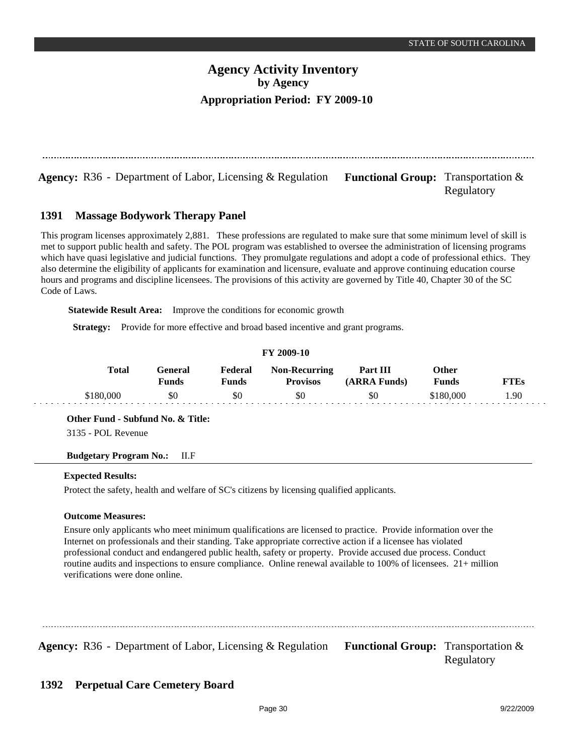**Agency:** R36 - Department of Labor, Licensing & Regulation **Functional Group:** Transportation & Regulatory

## 1391 Massage Bodywork Therapy Panel

This program licenses approximately 2,881. These professions are regulated to make sure that some minimum level of skill is met to support public health and safety. The POL program was established to oversee the administration of licensing programs which have quasi legislative and judicial functions. They promulgate regulations and adopt a code of professional ethics. They also determine the eligibility of applicants for examination and licensure, evaluate and approve continuing education course hours and programs and discipline licensees. The provisions of this activity are governed by Title 40, Chapter 30 of the SC Code of Laws.

**Statewide Result Area:** Improve the conditions for economic growth

**Strategy:** Provide for more effective and broad based incentive and grant programs.

**FY 2009-10**

| Total | General Funds | Federal Funds | Non-Recurring Provisos | Part III (ARRA Funds) | Other Funds | FTEs |
|---|---|---|---|---|---|---|
| $180,000 | $0 | $0 | $0 | $0 | $180,000 | 1.90 |

**Other Fund - Subfund No. & Title:**

3135 - POL Revenue

**Budgetary Program No.:** II.F

**Expected Results:**

Protect the safety, health and welfare of SC's citizens by licensing qualified applicants.

**Outcome Measures:**

Ensure only applicants who meet minimum qualifications are licensed to practice. Provide information over the Internet on professionals and their standing. Take appropriate corrective action if a licensee has violated professional conduct and endangered public health, safety or property. Provide accused due process. Conduct routine audits and inspections to ensure compliance. Online renewal available to 100% of licensees. 21+ million verifications were done online.

---

**Agency:** R36 - Department of Labor, Licensing & Regulation **Functional Group:** Transportation & Regulatory

## 1392 Perpetual Care Cemetery Board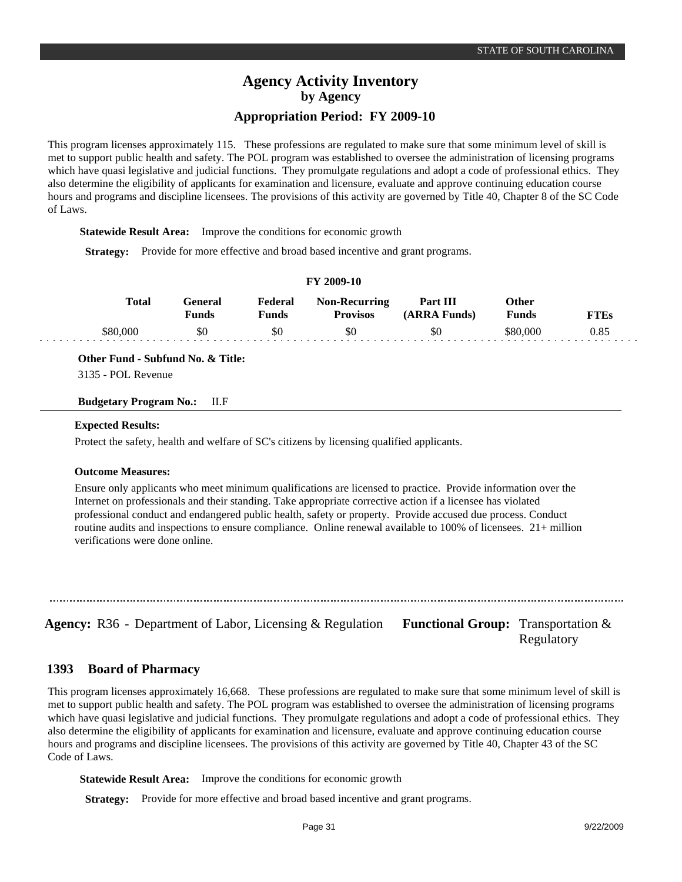This program licenses approximately 115. These professions are regulated to make sure that some minimum level of skill is met to support public health and safety. The POL program was established to oversee the administration of licensing programs which have quasi legislative and judicial functions. They promulgate regulations and adopt a code of professional ethics. They also determine the eligibility of applicants for examination and licensure, evaluate and approve continuing education course hours and programs and discipline licensees. The provisions of this activity are governed by Title 40, Chapter 8 of the SC Code of Laws.

**Statewide Result Area:** Improve the conditions for economic growth

**Strategy:** Provide for more effective and broad based incentive and grant programs.

**FY 2009-10**

| Total | General Funds | Federal Funds | Non-Recurring Provisos | Part III (ARRA Funds) | Other Funds | FTEs |
|---|---|---|---|---|---|---|
| $80,000 | $0 | $0 | $0 | $0 | $80,000 | 0.85 |

**Other Fund - Subfund No. & Title:**
3135 - POL Revenue

**Budgetary Program No.:** II.F

**Expected Results:**

Protect the safety, health and welfare of SC's citizens by licensing qualified applicants.

**Outcome Measures:**

Ensure only applicants who meet minimum qualifications are licensed to practice. Provide information over the Internet on professionals and their standing. Take appropriate corrective action if a licensee has violated professional conduct and endangered public health, safety or property. Provide accused due process. Conduct routine audits and inspections to ensure compliance. Online renewal available to 100% of licensees. 21+ million verifications were done online.

---

**Agency:** R36 - Department of Labor, Licensing & Regulation **Functional Group:** Transportation & Regulatory

## 1393 Board of Pharmacy

This program licenses approximately 16,668. These professions are regulated to make sure that some minimum level of skill is met to support public health and safety. The POL program was established to oversee the administration of licensing programs which have quasi legislative and judicial functions. They promulgate regulations and adopt a code of professional ethics. They also determine the eligibility of applicants for examination and licensure, evaluate and approve continuing education course hours and programs and discipline licensees. The provisions of this activity are governed by Title 40, Chapter 43 of the SC Code of Laws.

**Statewide Result Area:** Improve the conditions for economic growth

**Strategy:** Provide for more effective and broad based incentive and grant programs.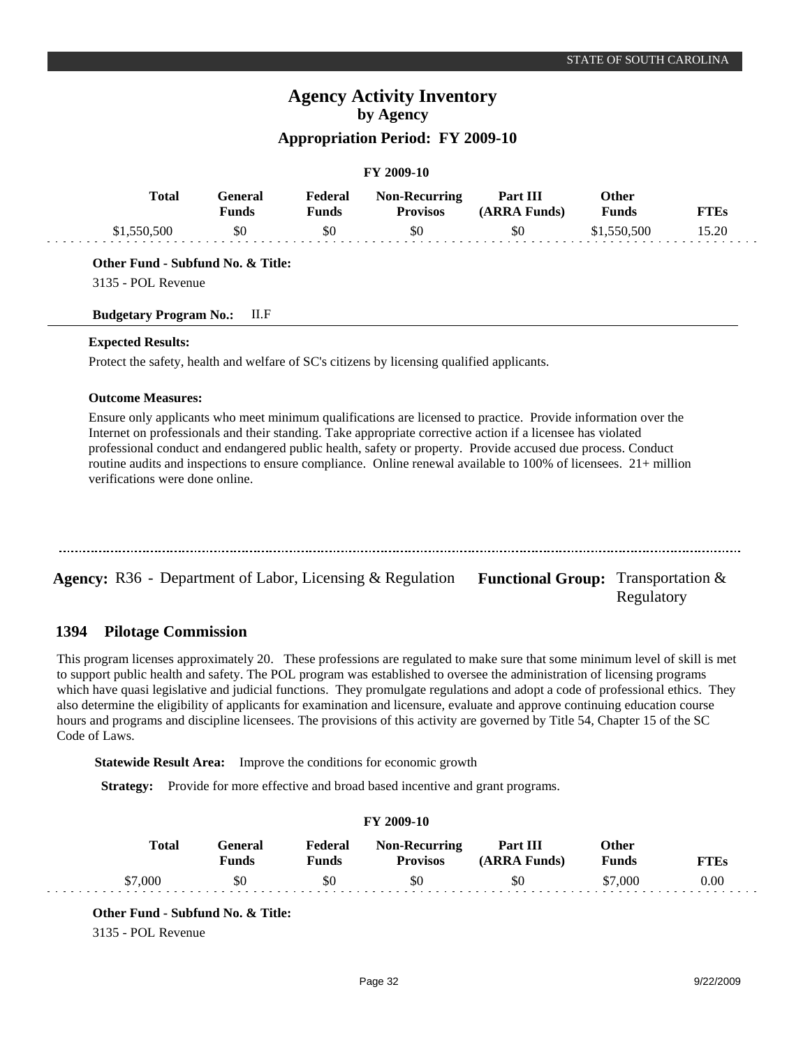## FY 2009-10

| Total | General Funds | Federal Funds | Non-Recurring Provisos | Part III (ARRA Funds) | Other Funds | FTEs |
|---|---|---|---|---|---|---|
| $1,550,500 | $0 | $0 | $0 | $0 | $1,550,500 | 15.20 |

**Other Fund - Subfund No. & Title:**

3135 - POL Revenue

**Budgetary Program No.:** II.F

**Expected Results:**

Protect the safety, health and welfare of SC's citizens by licensing qualified applicants.

**Outcome Measures:**

Ensure only applicants who meet minimum qualifications are licensed to practice. Provide information over the Internet on professionals and their standing. Take appropriate corrective action if a licensee has violated professional conduct and endangered public health, safety or property. Provide accused due process. Conduct routine audits and inspections to ensure compliance. Online renewal available to 100% of licensees. 21+ million verifications were done online.

---

**Agency:** R36 - Department of Labor, Licensing & Regulation **Functional Group:** Transportation & Regulatory

## 1394 Pilotage Commission

This program licenses approximately 20. These professions are regulated to make sure that some minimum level of skill is met to support public health and safety. The POL program was established to oversee the administration of licensing programs which have quasi legislative and judicial functions. They promulgate regulations and adopt a code of professional ethics. They also determine the eligibility of applicants for examination and licensure, evaluate and approve continuing education course hours and programs and discipline licensees. The provisions of this activity are governed by Title 54, Chapter 15 of the SC Code of Laws.

**Statewide Result Area:** Improve the conditions for economic growth

**Strategy:** Provide for more effective and broad based incentive and grant programs.

## FY 2009-10

| Total | General Funds | Federal Funds | Non-Recurring Provisos | Part III (ARRA Funds) | Other Funds | FTEs |
|---|---|---|---|---|---|---|
| $7,000 | $0 | $0 | $0 | $0 | $7,000 | 0.00 |

**Other Fund - Subfund No. & Title:**

3135 - POL Revenue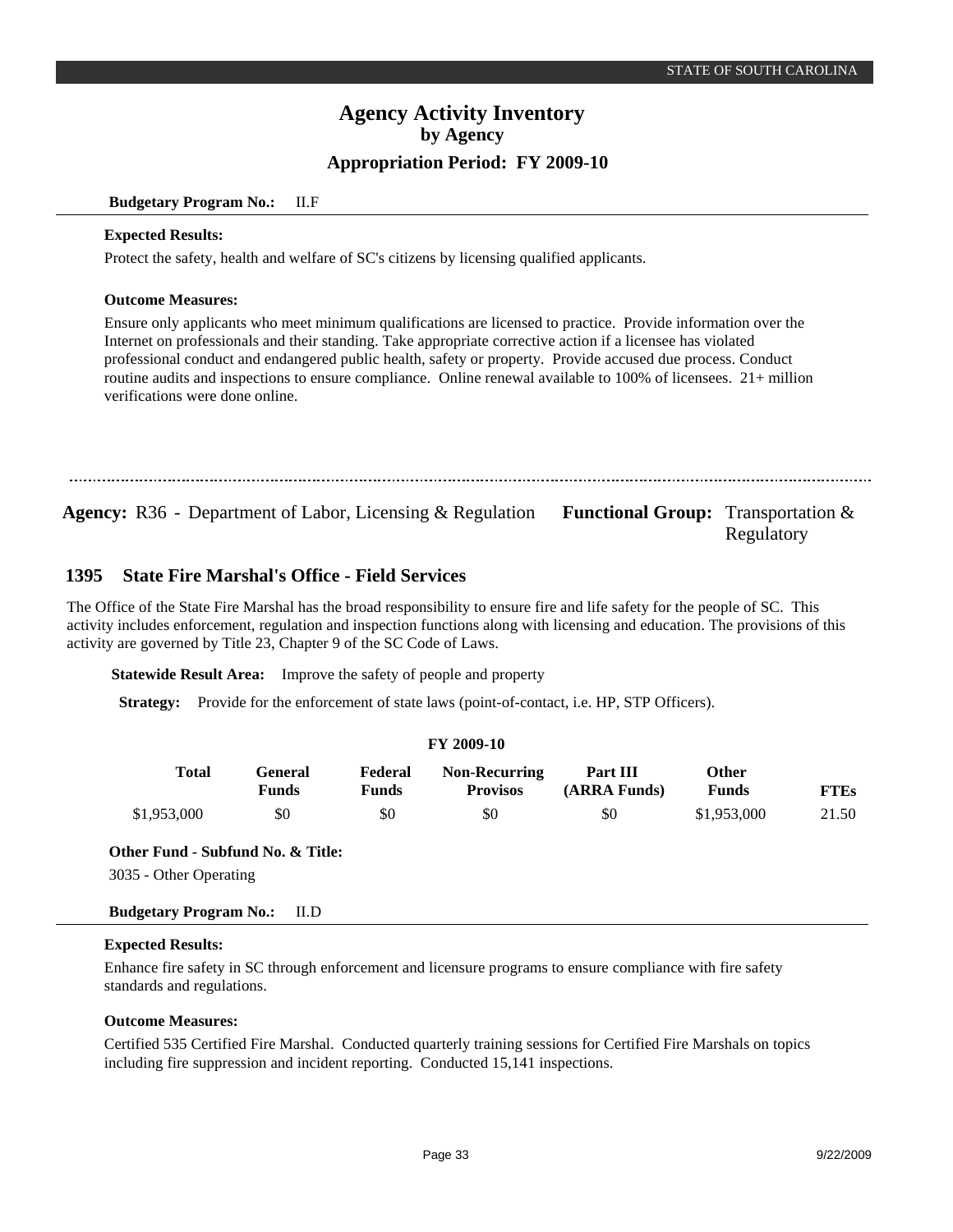**Budgetary Program No.:** II.F

**Expected Results:**

Protect the safety, health and welfare of SC's citizens by licensing qualified applicants.

**Outcome Measures:**

Ensure only applicants who meet minimum qualifications are licensed to practice. Provide information over the Internet on professionals and their standing. Take appropriate corrective action if a licensee has violated professional conduct and endangered public health, safety or property. Provide accused due process. Conduct routine audits and inspections to ensure compliance. Online renewal available to 100% of licensees. 21+ million verifications were done online.

---

**Agency:** R36 - Department of Labor, Licensing & Regulation **Functional Group:** Transportation & Regulatory

## 1395 State Fire Marshal's Office - Field Services

The Office of the State Fire Marshal has the broad responsibility to ensure fire and life safety for the people of SC. This activity includes enforcement, regulation and inspection functions along with licensing and education. The provisions of this activity are governed by Title 23, Chapter 9 of the SC Code of Laws.

**Statewide Result Area:** Improve the safety of people and property

**Strategy:** Provide for the enforcement of state laws (point-of-contact, i.e. HP, STP Officers).

**FY 2009-10**

| Total | General Funds | Federal Funds | Non-Recurring Provisos | Part III (ARRA Funds) | Other Funds | FTEs |
|---|---|---|---|---|---|---|
| $1,953,000 | $0 | $0 | $0 | $0 | $1,953,000 | 21.50 |

**Other Fund - Subfund No. & Title:**

3035 - Other Operating

**Budgetary Program No.:** II.D

**Expected Results:**

Enhance fire safety in SC through enforcement and licensure programs to ensure compliance with fire safety standards and regulations.

**Outcome Measures:**

Certified 535 Certified Fire Marshal. Conducted quarterly training sessions for Certified Fire Marshals on topics including fire suppression and incident reporting. Conducted 15,141 inspections.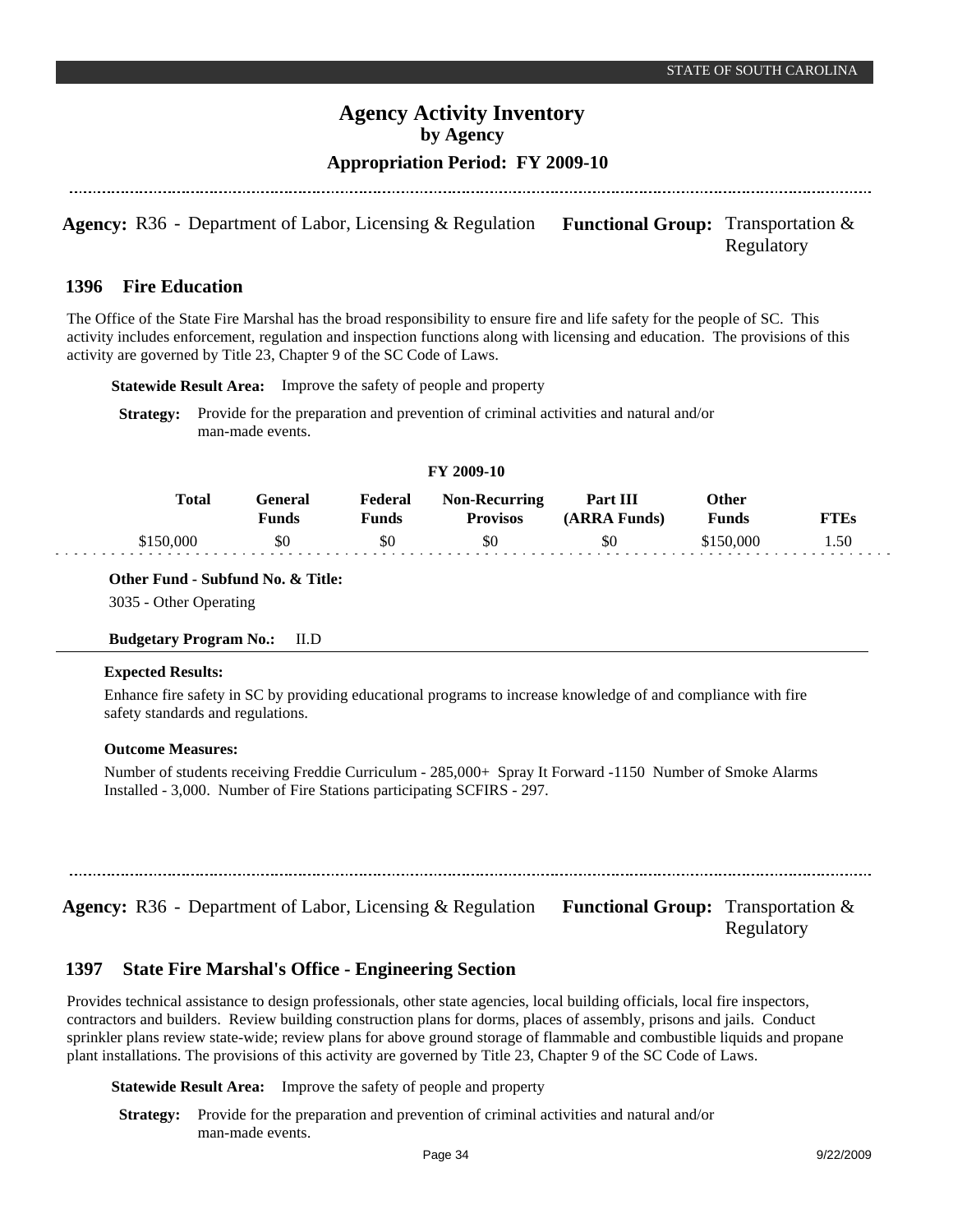**Agency:** R36 - Department of Labor, Licensing & Regulation **Functional Group:** Transportation & Regulatory

## 1396 Fire Education

The Office of the State Fire Marshal has the broad responsibility to ensure fire and life safety for the people of SC. This activity includes enforcement, regulation and inspection functions along with licensing and education. The provisions of this activity are governed by Title 23, Chapter 9 of the SC Code of Laws.

**Statewide Result Area:** Improve the safety of people and property

**Strategy:** Provide for the preparation and prevention of criminal activities and natural and/or man-made events.

**FY 2009-10**

| Total | General Funds | Federal Funds | Non-Recurring Provisos | Part III (ARRA Funds) | Other Funds | FTEs |
|---|---|---|---|---|---|---|
| $150,000 | $0 | $0 | $0 | $0 | $150,000 | 1.50 |

**Other Fund - Subfund No. & Title:**

3035 - Other Operating

**Budgetary Program No.:** II.D

**Expected Results:**

Enhance fire safety in SC by providing educational programs to increase knowledge of and compliance with fire safety standards and regulations.

**Outcome Measures:**

Number of students receiving Freddie Curriculum - 285,000+ Spray It Forward -1150 Number of Smoke Alarms Installed - 3,000. Number of Fire Stations participating SCFIRS - 297.

---

**Agency:** R36 - Department of Labor, Licensing & Regulation **Functional Group:** Transportation & Regulatory

## 1397 State Fire Marshal's Office - Engineering Section

Provides technical assistance to design professionals, other state agencies, local building officials, local fire inspectors, contractors and builders. Review building construction plans for dorms, places of assembly, prisons and jails. Conduct sprinkler plans review state-wide; review plans for above ground storage of flammable and combustible liquids and propane plant installations. The provisions of this activity are governed by Title 23, Chapter 9 of the SC Code of Laws.

**Statewide Result Area:** Improve the safety of people and property

**Strategy:** Provide for the preparation and prevention of criminal activities and natural and/or man-made events.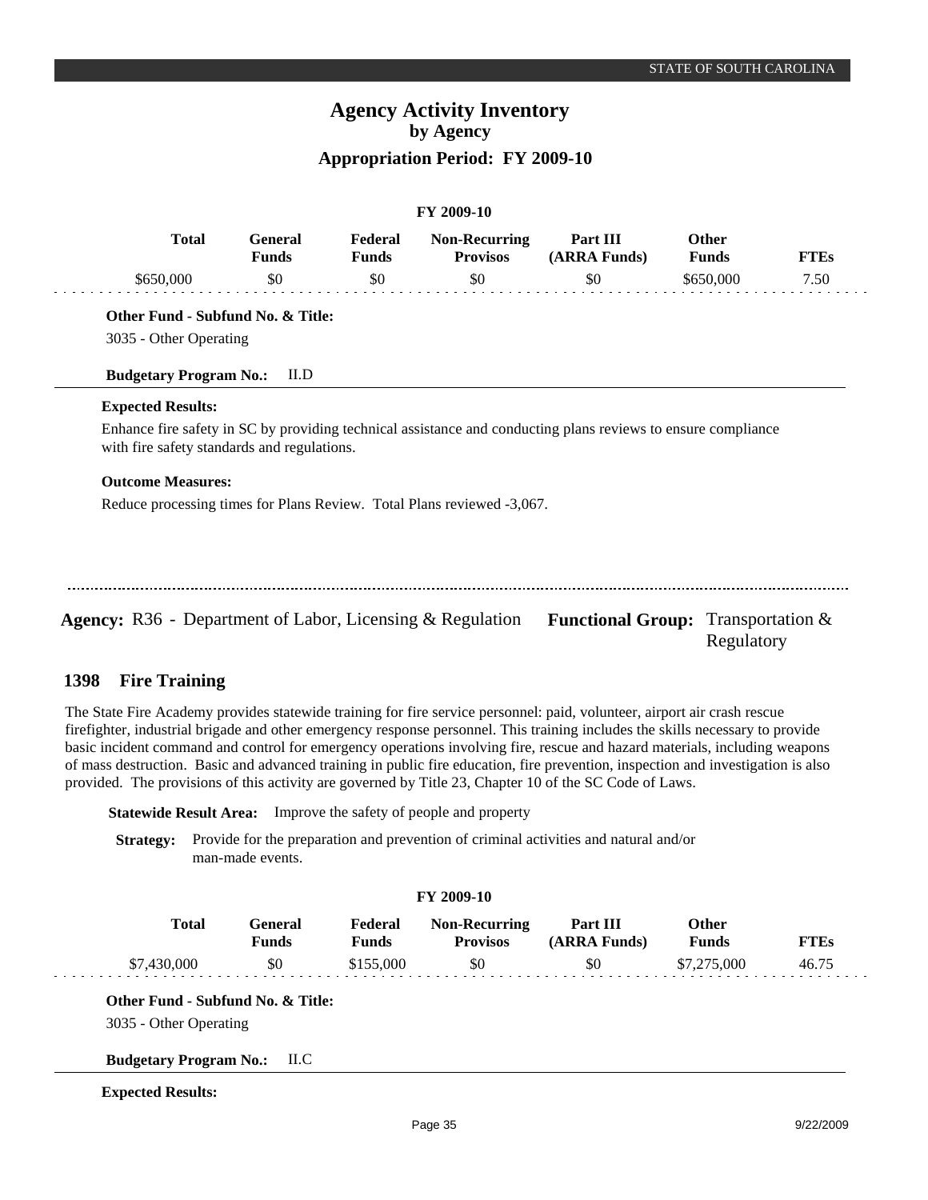# Agency Activity Inventory
## by Agency
### Appropriation Period: FY 2009-10

**FY 2009-10**

| Total | General Funds | Federal Funds | Non-Recurring Provisos | Part III (ARRA Funds) | Other Funds | FTEs |
|---|---|---|---|---|---|---|
| $650,000 | $0 | $0 | $0 | $0 | $650,000 | 7.50 |

**Other Fund - Subfund No. & Title:**

3035 - Other Operating

**Budgetary Program No.:** II.D

**Expected Results:**

Enhance fire safety in SC by providing technical assistance and conducting plans reviews to ensure compliance with fire safety standards and regulations.

**Outcome Measures:**

Reduce processing times for Plans Review. Total Plans reviewed -3,067.

---

**Agency:** R36 - Department of Labor, Licensing & Regulation **Functional Group:** Transportation & Regulatory

## 1398 Fire Training

The State Fire Academy provides statewide training for fire service personnel: paid, volunteer, airport air crash rescue firefighter, industrial brigade and other emergency response personnel. This training includes the skills necessary to provide basic incident command and control for emergency operations involving fire, rescue and hazard materials, including weapons of mass destruction. Basic and advanced training in public fire education, fire prevention, inspection and investigation is also provided. The provisions of this activity are governed by Title 23, Chapter 10 of the SC Code of Laws.

**Statewide Result Area:** Improve the safety of people and property

**Strategy:** Provide for the preparation and prevention of criminal activities and natural and/or man-made events.

**FY 2009-10**

| Total | General Funds | Federal Funds | Non-Recurring Provisos | Part III (ARRA Funds) | Other Funds | FTEs |
|---|---|---|---|---|---|---|
| $7,430,000 | $0 | $155,000 | $0 | $0 | $7,275,000 | 46.75 |

**Other Fund - Subfund No. & Title:**

3035 - Other Operating

**Budgetary Program No.:** II.C

**Expected Results:**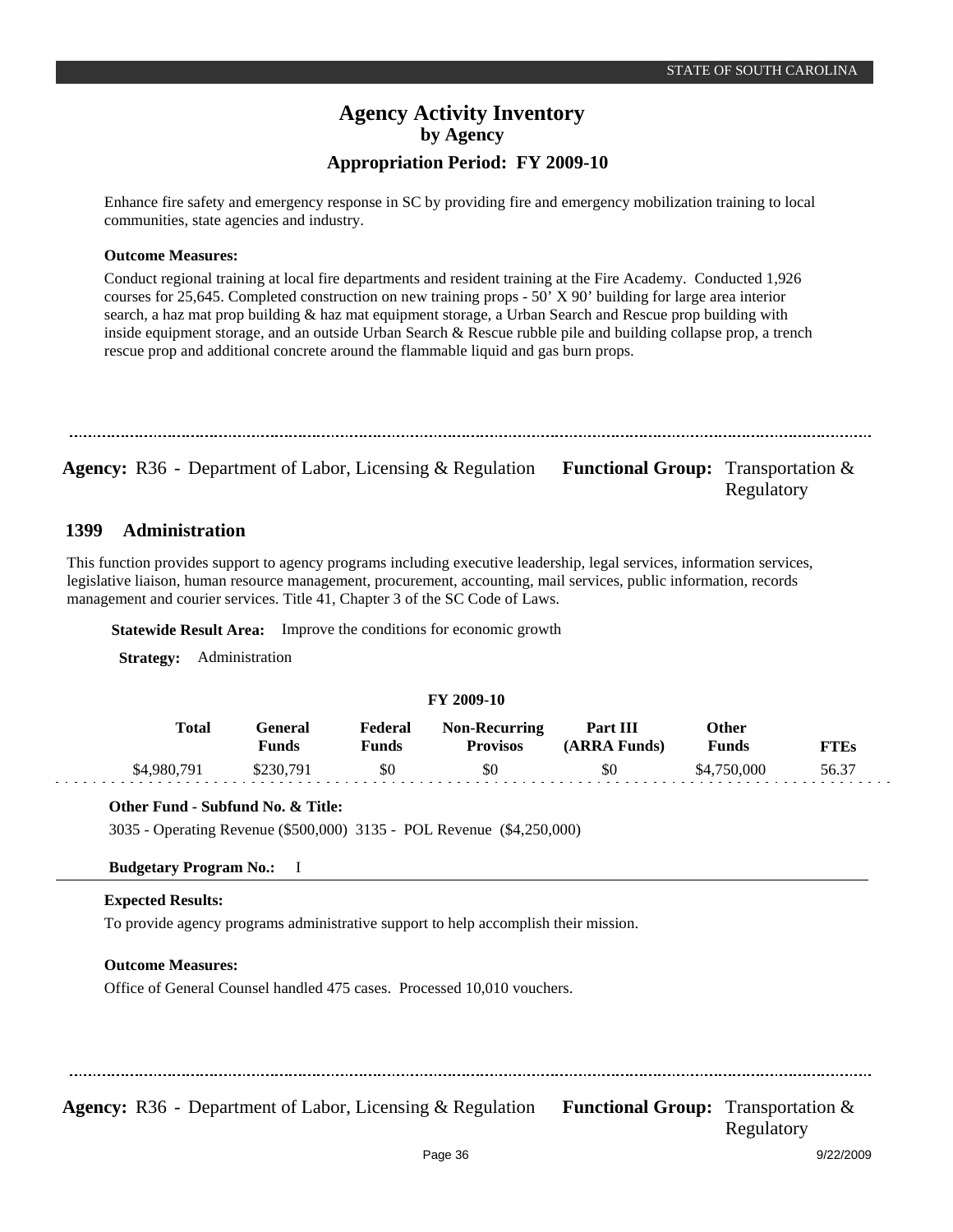Enhance fire safety and emergency response in SC by providing fire and emergency mobilization training to local communities, state agencies and industry.

**Outcome Measures:**

Conduct regional training at local fire departments and resident training at the Fire Academy. Conducted 1,926 courses for 25,645. Completed construction on new training props - 50' X 90' building for large area interior search, a haz mat prop building & haz mat equipment storage, a Urban Search and Rescue prop building with inside equipment storage, and an outside Urban Search & Rescue rubble pile and building collapse prop, a trench rescue prop and additional concrete around the flammable liquid and gas burn props.

---

**Agency:** R36 - Department of Labor, Licensing & Regulation **Functional Group:** Transportation & Regulatory

## 1399 Administration

This function provides support to agency programs including executive leadership, legal services, information services, legislative liaison, human resource management, procurement, accounting, mail services, public information, records management and courier services. Title 41, Chapter 3 of the SC Code of Laws.

**Statewide Result Area:** Improve the conditions for economic growth

**Strategy:** Administration

**FY 2009-10**

| Total | General Funds | Federal Funds | Non-Recurring Provisos | Part III (ARRA Funds) | Other Funds | FTEs |
|---|---|---|---|---|---|---|
| $4,980,791 | $230,791 | $0 | $0 | $0 | $4,750,000 | 56.37 |

**Other Fund - Subfund No. & Title:**

3035 - Operating Revenue ($500,000) 3135 - POL Revenue ($4,250,000)

**Budgetary Program No.:** I

**Expected Results:**

To provide agency programs administrative support to help accomplish their mission.

**Outcome Measures:**

Office of General Counsel handled 475 cases. Processed 10,010 vouchers.

---

**Agency:** R36 - Department of Labor, Licensing & Regulation **Functional Group:** Transportation & Regulatory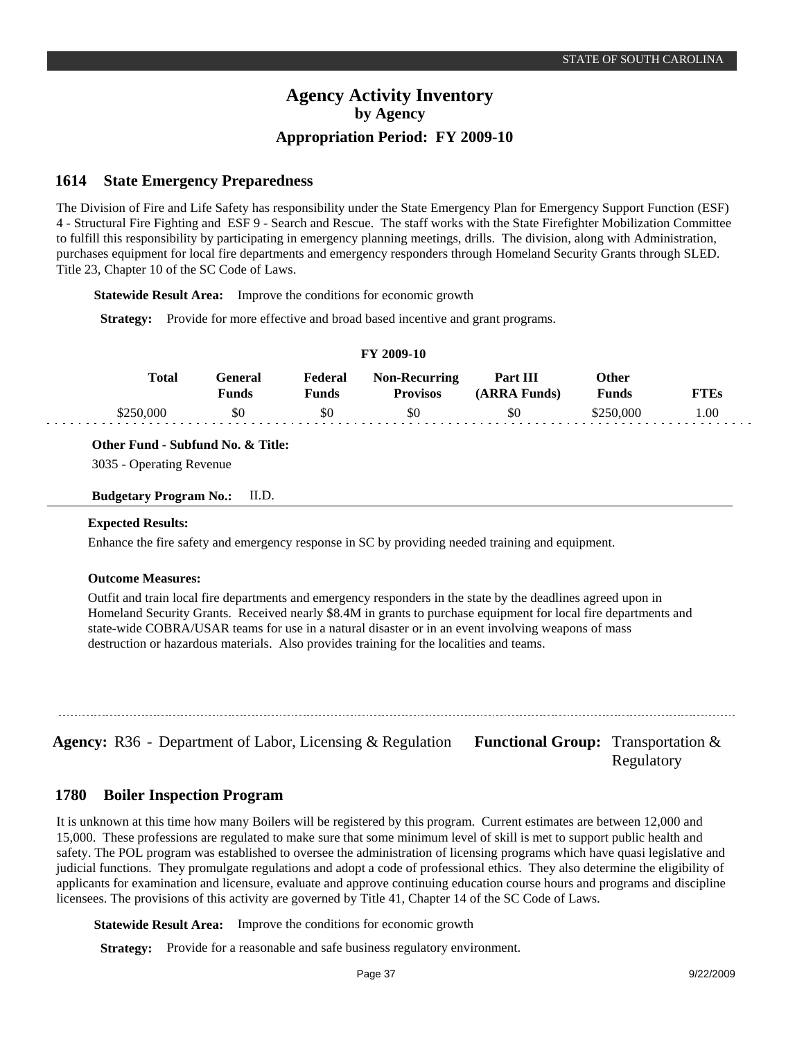# Agency Activity Inventory
### by Agency
### Appropriation Period: FY 2009-10

## 1614 State Emergency Preparedness

The Division of Fire and Life Safety has responsibility under the State Emergency Plan for Emergency Support Function (ESF) 4 - Structural Fire Fighting and ESF 9 - Search and Rescue. The staff works with the State Firefighter Mobilization Committee to fulfill this responsibility by participating in emergency planning meetings, drills. The division, along with Administration, purchases equipment for local fire departments and emergency responders through Homeland Security Grants through SLED. Title 23, Chapter 10 of the SC Code of Laws.

**Statewide Result Area:** Improve the conditions for economic growth

**Strategy:** Provide for more effective and broad based incentive and grant programs.

**FY 2009-10**

| Total | General Funds | Federal Funds | Non-Recurring Provisos | Part III (ARRA Funds) | Other Funds | FTEs |
|---|---|---|---|---|---|---|
| $250,000 | $0 | $0 | $0 | $0 | $250,000 | 1.00 |

**Other Fund - Subfund No. & Title:**

3035 - Operating Revenue

**Budgetary Program No.:** II.D.

**Expected Results:**

Enhance the fire safety and emergency response in SC by providing needed training and equipment.

**Outcome Measures:**

Outfit and train local fire departments and emergency responders in the state by the deadlines agreed upon in Homeland Security Grants. Received nearly $8.4M in grants to purchase equipment for local fire departments and state-wide COBRA/USAR teams for use in a natural disaster or in an event involving weapons of mass destruction or hazardous materials. Also provides training for the localities and teams.

**Agency:** R36 - Department of Labor, Licensing & Regulation **Functional Group:** Transportation & Regulatory

## 1780 Boiler Inspection Program

It is unknown at this time how many Boilers will be registered by this program. Current estimates are between 12,000 and 15,000. These professions are regulated to make sure that some minimum level of skill is met to support public health and safety. The POL program was established to oversee the administration of licensing programs which have quasi legislative and judicial functions. They promulgate regulations and adopt a code of professional ethics. They also determine the eligibility of applicants for examination and licensure, evaluate and approve continuing education course hours and programs and discipline licensees. The provisions of this activity are governed by Title 41, Chapter 14 of the SC Code of Laws.

**Statewide Result Area:** Improve the conditions for economic growth

**Strategy:** Provide for a reasonable and safe business regulatory environment.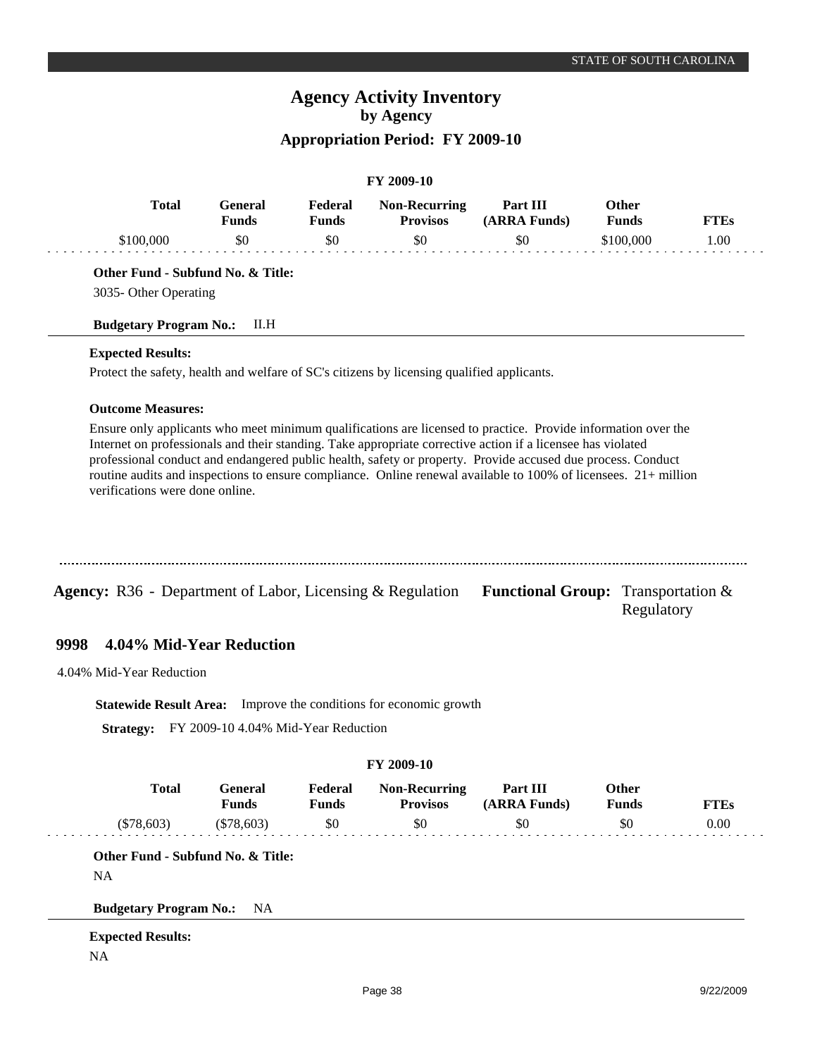**FY 2009-10**

| Total | General Funds | Federal Funds | Non-Recurring Provisos | Part III (ARRA Funds) | Other Funds | FTEs |
|---|---|---|---|---|---|---|
| $100,000 | $0 | $0 | $0 | $0 | $100,000 | 1.00 |

**Other Fund - Subfund No. & Title:**

3035- Other Operating

**Budgetary Program No.:** II.H

**Expected Results:**

Protect the safety, health and welfare of SC's citizens by licensing qualified applicants.

**Outcome Measures:**

Ensure only applicants who meet minimum qualifications are licensed to practice. Provide information over the Internet on professionals and their standing. Take appropriate corrective action if a licensee has violated professional conduct and endangered public health, safety or property. Provide accused due process. Conduct routine audits and inspections to ensure compliance. Online renewal available to 100% of licensees. 21+ million verifications were done online.

---

**Agency:** R36 - Department of Labor, Licensing & Regulation **Functional Group:** Transportation & Regulatory

## 9998 4.04% Mid-Year Reduction

4.04% Mid-Year Reduction

**Statewide Result Area:** Improve the conditions for economic growth

**Strategy:** FY 2009-10 4.04% Mid-Year Reduction

**FY 2009-10**

| Total | General Funds | Federal Funds | Non-Recurring Provisos | Part III (ARRA Funds) | Other Funds | FTEs |
|---|---|---|---|---|---|---|
| ($78,603) | ($78,603) | $0 | $0 | $0 | $0 | 0.00 |

**Other Fund - Subfund No. & Title:**

NA

**Budgetary Program No.:** NA

**Expected Results:**

NA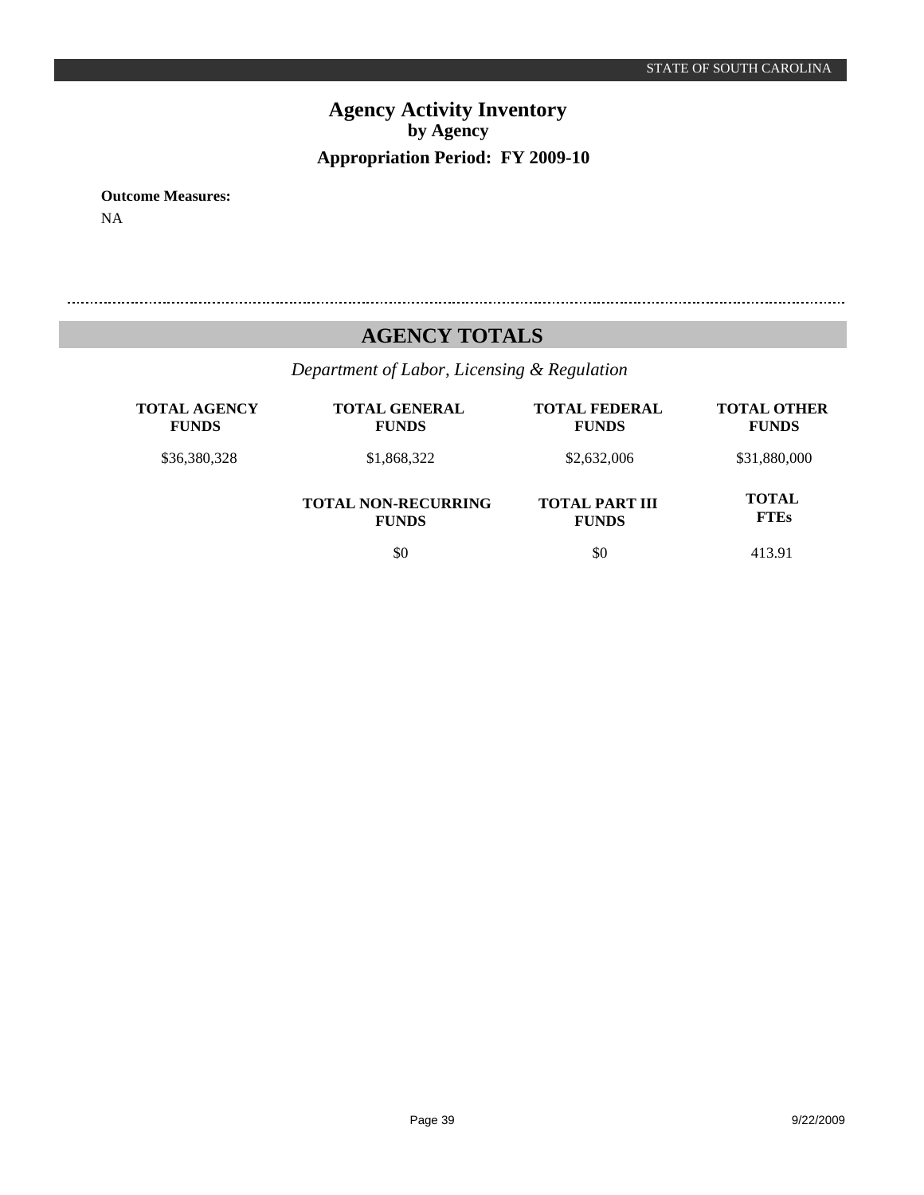# Agency Activity Inventory
### by Agency
### Appropriation Period: FY 2009-10

**Outcome Measures:**

NA

## AGENCY TOTALS

*Department of Labor, Licensing & Regulation*

| TOTAL AGENCY FUNDS | TOTAL GENERAL FUNDS | TOTAL FEDERAL FUNDS | TOTAL OTHER FUNDS |
|---|---|---|---|
| $36,380,328 | $1,868,322 | $2,632,006 | $31,880,000 |
| | **TOTAL NON-RECURRING FUNDS** | **TOTAL PART III FUNDS** | **TOTAL FTEs** |
| | $0 | $0 | 413.91 |